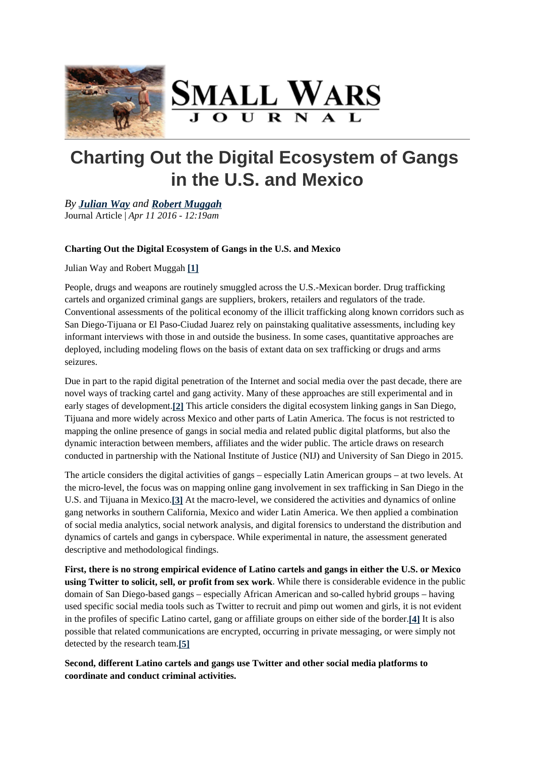# Charting Out the Digital Ecosystem of Gangs in the U.S. and Mexico

*By* ***Julian Way*** *and* ***Robert Muggah***
Journal Article | *Apr 11 2016 - 12:19am*

**Charting Out the Digital Ecosystem of Gangs in the U.S. and Mexico**

Julian Way and Robert Muggah [1]

People, drugs and weapons are routinely smuggled across the U.S.-Mexican border. Drug trafficking cartels and organized criminal gangs are suppliers, brokers, retailers and regulators of the trade. Conventional assessments of the political economy of the illicit trafficking along known corridors such as San Diego-Tijuana or El Paso-Ciudad Juarez rely on painstaking qualitative assessments, including key informant interviews with those in and outside the business. In some cases, quantitative approaches are deployed, including modeling flows on the basis of extant data on sex trafficking or drugs and arms seizures.

Due in part to the rapid digital penetration of the Internet and social media over the past decade, there are novel ways of tracking cartel and gang activity. Many of these approaches are still experimental and in early stages of development.[2] This article considers the digital ecosystem linking gangs in San Diego, Tijuana and more widely across Mexico and other parts of Latin America. The focus is not restricted to mapping the online presence of gangs in social media and related public digital platforms, but also the dynamic interaction between members, affiliates and the wider public. The article draws on research conducted in partnership with the National Institute of Justice (NIJ) and University of San Diego in 2015.

The article considers the digital activities of gangs – especially Latin American groups – at two levels. At the micro-level, the focus was on mapping online gang involvement in sex trafficking in San Diego in the U.S. and Tijuana in Mexico.[3] At the macro-level, we considered the activities and dynamics of online gang networks in southern California, Mexico and wider Latin America. We then applied a combination of social media analytics, social network analysis, and digital forensics to understand the distribution and dynamics of cartels and gangs in cyberspace. While experimental in nature, the assessment generated descriptive and methodological findings.

**First, there is no strong empirical evidence of Latino cartels and gangs in either the U.S. or Mexico using Twitter to solicit, sell, or profit from sex work**. While there is considerable evidence in the public domain of San Diego-based gangs – especially African American and so-called hybrid groups – having used specific social media tools such as Twitter to recruit and pimp out women and girls, it is not evident in the profiles of specific Latino cartel, gang or affiliate groups on either side of the border.[4] It is also possible that related communications are encrypted, occurring in private messaging, or were simply not detected by the research team.[5]

**Second, different Latino cartels and gangs use Twitter and other social media platforms to coordinate and conduct criminal activities.**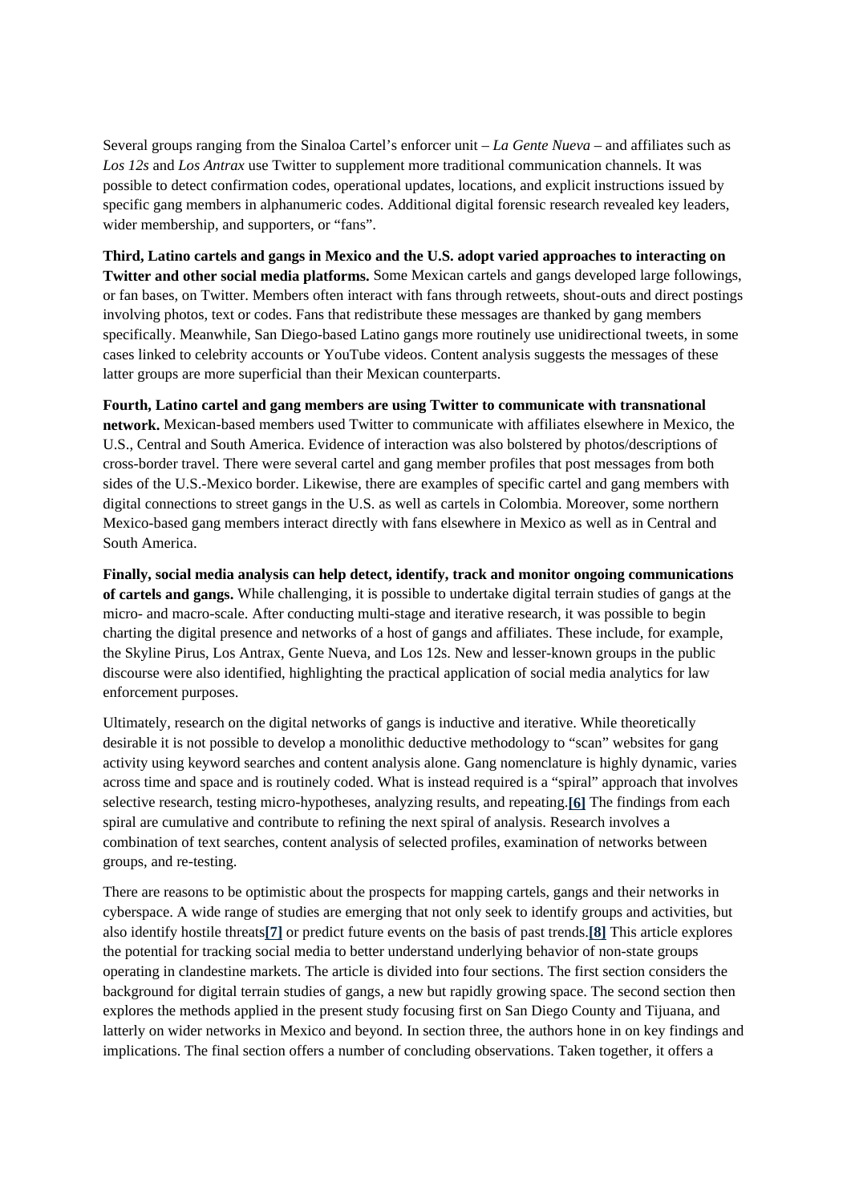Several groups ranging from the Sinaloa Cartel's enforcer unit – *La Gente Nueva* – and affiliates such as *Los 12s* and *Los Antrax* use Twitter to supplement more traditional communication channels. It was possible to detect confirmation codes, operational updates, locations, and explicit instructions issued by specific gang members in alphanumeric codes. Additional digital forensic research revealed key leaders, wider membership, and supporters, or "fans".

**Third, Latino cartels and gangs in Mexico and the U.S. adopt varied approaches to interacting on Twitter and other social media platforms.** Some Mexican cartels and gangs developed large followings, or fan bases, on Twitter. Members often interact with fans through retweets, shout-outs and direct postings involving photos, text or codes. Fans that redistribute these messages are thanked by gang members specifically. Meanwhile, San Diego-based Latino gangs more routinely use unidirectional tweets, in some cases linked to celebrity accounts or YouTube videos. Content analysis suggests the messages of these latter groups are more superficial than their Mexican counterparts.

**Fourth, Latino cartel and gang members are using Twitter to communicate with transnational network.** Mexican-based members used Twitter to communicate with affiliates elsewhere in Mexico, the U.S., Central and South America. Evidence of interaction was also bolstered by photos/descriptions of cross-border travel. There were several cartel and gang member profiles that post messages from both sides of the U.S.-Mexico border. Likewise, there are examples of specific cartel and gang members with digital connections to street gangs in the U.S. as well as cartels in Colombia. Moreover, some northern Mexico-based gang members interact directly with fans elsewhere in Mexico as well as in Central and South America.

**Finally, social media analysis can help detect, identify, track and monitor ongoing communications of cartels and gangs.** While challenging, it is possible to undertake digital terrain studies of gangs at the micro- and macro-scale. After conducting multi-stage and iterative research, it was possible to begin charting the digital presence and networks of a host of gangs and affiliates. These include, for example, the Skyline Pirus, Los Antrax, Gente Nueva, and Los 12s. New and lesser-known groups in the public discourse were also identified, highlighting the practical application of social media analytics for law enforcement purposes.

Ultimately, research on the digital networks of gangs is inductive and iterative. While theoretically desirable it is not possible to develop a monolithic deductive methodology to "scan" websites for gang activity using keyword searches and content analysis alone. Gang nomenclature is highly dynamic, varies across time and space and is routinely coded. What is instead required is a "spiral" approach that involves selective research, testing micro-hypotheses, analyzing results, and repeating.[6] The findings from each spiral are cumulative and contribute to refining the next spiral of analysis. Research involves a combination of text searches, content analysis of selected profiles, examination of networks between groups, and re-testing.

There are reasons to be optimistic about the prospects for mapping cartels, gangs and their networks in cyberspace. A wide range of studies are emerging that not only seek to identify groups and activities, but also identify hostile threats[7] or predict future events on the basis of past trends.[8] This article explores the potential for tracking social media to better understand underlying behavior of non-state groups operating in clandestine markets. The article is divided into four sections. The first section considers the background for digital terrain studies of gangs, a new but rapidly growing space. The second section then explores the methods applied in the present study focusing first on San Diego County and Tijuana, and latterly on wider networks in Mexico and beyond. In section three, the authors hone in on key findings and implications. The final section offers a number of concluding observations. Taken together, it offers a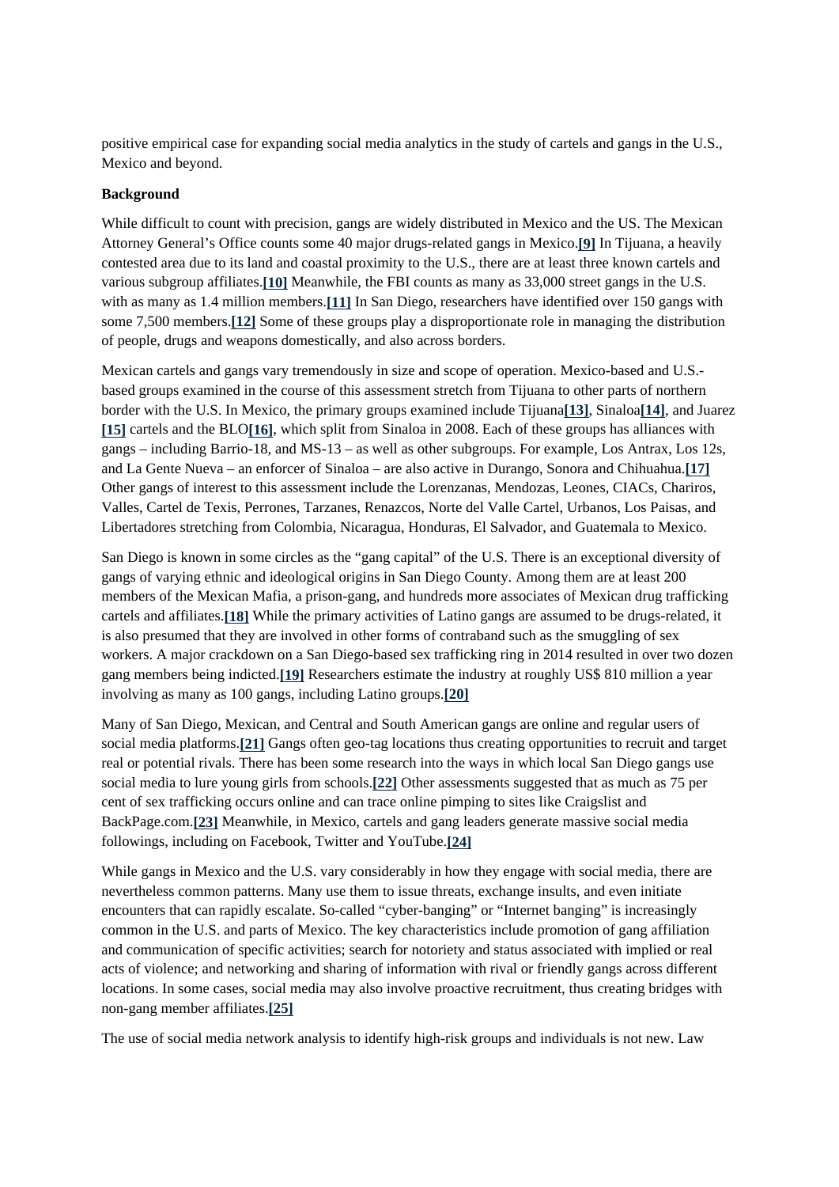positive empirical case for expanding social media analytics in the study of cartels and gangs in the U.S., Mexico and beyond.

**Background**

While difficult to count with precision, gangs are widely distributed in Mexico and the US. The Mexican Attorney General's Office counts some 40 major drugs-related gangs in Mexico.[9] In Tijuana, a heavily contested area due to its land and coastal proximity to the U.S., there are at least three known cartels and various subgroup affiliates.[10] Meanwhile, the FBI counts as many as 33,000 street gangs in the U.S. with as many as 1.4 million members.[11] In San Diego, researchers have identified over 150 gangs with some 7,500 members.[12] Some of these groups play a disproportionate role in managing the distribution of people, drugs and weapons domestically, and also across borders.

Mexican cartels and gangs vary tremendously in size and scope of operation. Mexico-based and U.S.-based groups examined in the course of this assessment stretch from Tijuana to other parts of northern border with the U.S. In Mexico, the primary groups examined include Tijuana[13], Sinaloa[14], and Juarez [15] cartels and the BLO[16], which split from Sinaloa in 2008. Each of these groups has alliances with gangs – including Barrio-18, and MS-13 – as well as other subgroups. For example, Los Antrax, Los 12s, and La Gente Nueva – an enforcer of Sinaloa – are also active in Durango, Sonora and Chihuahua.[17] Other gangs of interest to this assessment include the Lorenzanas, Mendozas, Leones, CIACs, Chariros, Valles, Cartel de Texis, Perrones, Tarzanes, Renazcos, Norte del Valle Cartel, Urbanos, Los Paisas, and Libertadores stretching from Colombia, Nicaragua, Honduras, El Salvador, and Guatemala to Mexico.

San Diego is known in some circles as the "gang capital" of the U.S. There is an exceptional diversity of gangs of varying ethnic and ideological origins in San Diego County. Among them are at least 200 members of the Mexican Mafia, a prison-gang, and hundreds more associates of Mexican drug trafficking cartels and affiliates.[18] While the primary activities of Latino gangs are assumed to be drugs-related, it is also presumed that they are involved in other forms of contraband such as the smuggling of sex workers. A major crackdown on a San Diego-based sex trafficking ring in 2014 resulted in over two dozen gang members being indicted.[19] Researchers estimate the industry at roughly US$ 810 million a year involving as many as 100 gangs, including Latino groups.[20]

Many of San Diego, Mexican, and Central and South American gangs are online and regular users of social media platforms.[21] Gangs often geo-tag locations thus creating opportunities to recruit and target real or potential rivals. There has been some research into the ways in which local San Diego gangs use social media to lure young girls from schools.[22] Other assessments suggested that as much as 75 per cent of sex trafficking occurs online and can trace online pimping to sites like Craigslist and BackPage.com.[23] Meanwhile, in Mexico, cartels and gang leaders generate massive social media followings, including on Facebook, Twitter and YouTube.[24]

While gangs in Mexico and the U.S. vary considerably in how they engage with social media, there are nevertheless common patterns. Many use them to issue threats, exchange insults, and even initiate encounters that can rapidly escalate. So-called "cyber-banging" or "Internet banging" is increasingly common in the U.S. and parts of Mexico. The key characteristics include promotion of gang affiliation and communication of specific activities; search for notoriety and status associated with implied or real acts of violence; and networking and sharing of information with rival or friendly gangs across different locations. In some cases, social media may also involve proactive recruitment, thus creating bridges with non-gang member affiliates.[25]

The use of social media network analysis to identify high-risk groups and individuals is not new. Law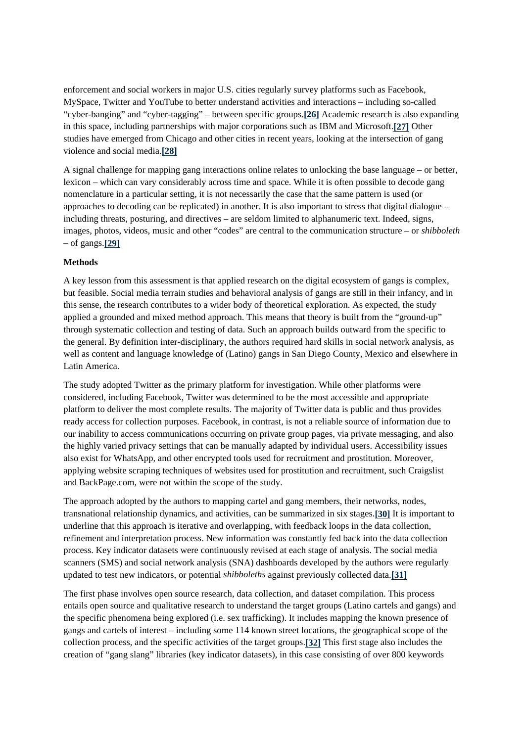enforcement and social workers in major U.S. cities regularly survey platforms such as Facebook, MySpace, Twitter and YouTube to better understand activities and interactions – including so-called "cyber-banging" and "cyber-tagging" – between specific groups.[26] Academic research is also expanding in this space, including partnerships with major corporations such as IBM and Microsoft.[27] Other studies have emerged from Chicago and other cities in recent years, looking at the intersection of gang violence and social media.[28]

A signal challenge for mapping gang interactions online relates to unlocking the base language – or better, lexicon – which can vary considerably across time and space. While it is often possible to decode gang nomenclature in a particular setting, it is not necessarily the case that the same pattern is used (or approaches to decoding can be replicated) in another. It is also important to stress that digital dialogue – including threats, posturing, and directives – are seldom limited to alphanumeric text. Indeed, signs, images, photos, videos, music and other "codes" are central to the communication structure – or *shibboleth* – of gangs.[29]

**Methods**

A key lesson from this assessment is that applied research on the digital ecosystem of gangs is complex, but feasible. Social media terrain studies and behavioral analysis of gangs are still in their infancy, and in this sense, the research contributes to a wider body of theoretical exploration. As expected, the study applied a grounded and mixed method approach. This means that theory is built from the "ground-up" through systematic collection and testing of data. Such an approach builds outward from the specific to the general. By definition inter-disciplinary, the authors required hard skills in social network analysis, as well as content and language knowledge of (Latino) gangs in San Diego County, Mexico and elsewhere in Latin America.

The study adopted Twitter as the primary platform for investigation. While other platforms were considered, including Facebook, Twitter was determined to be the most accessible and appropriate platform to deliver the most complete results. The majority of Twitter data is public and thus provides ready access for collection purposes. Facebook, in contrast, is not a reliable source of information due to our inability to access communications occurring on private group pages, via private messaging, and also the highly varied privacy settings that can be manually adapted by individual users. Accessibility issues also exist for WhatsApp, and other encrypted tools used for recruitment and prostitution. Moreover, applying website scraping techniques of websites used for prostitution and recruitment, such Craigslist and BackPage.com, were not within the scope of the study.

The approach adopted by the authors to mapping cartel and gang members, their networks, nodes, transnational relationship dynamics, and activities, can be summarized in six stages.[30] It is important to underline that this approach is iterative and overlapping, with feedback loops in the data collection, refinement and interpretation process. New information was constantly fed back into the data collection process. Key indicator datasets were continuously revised at each stage of analysis. The social media scanners (SMS) and social network analysis (SNA) dashboards developed by the authors were regularly updated to test new indicators, or potential *shibboleths* against previously collected data.[31]

The first phase involves open source research, data collection, and dataset compilation. This process entails open source and qualitative research to understand the target groups (Latino cartels and gangs) and the specific phenomena being explored (i.e. sex trafficking). It includes mapping the known presence of gangs and cartels of interest – including some 114 known street locations, the geographical scope of the collection process, and the specific activities of the target groups.[32] This first stage also includes the creation of "gang slang" libraries (key indicator datasets), in this case consisting of over 800 keywords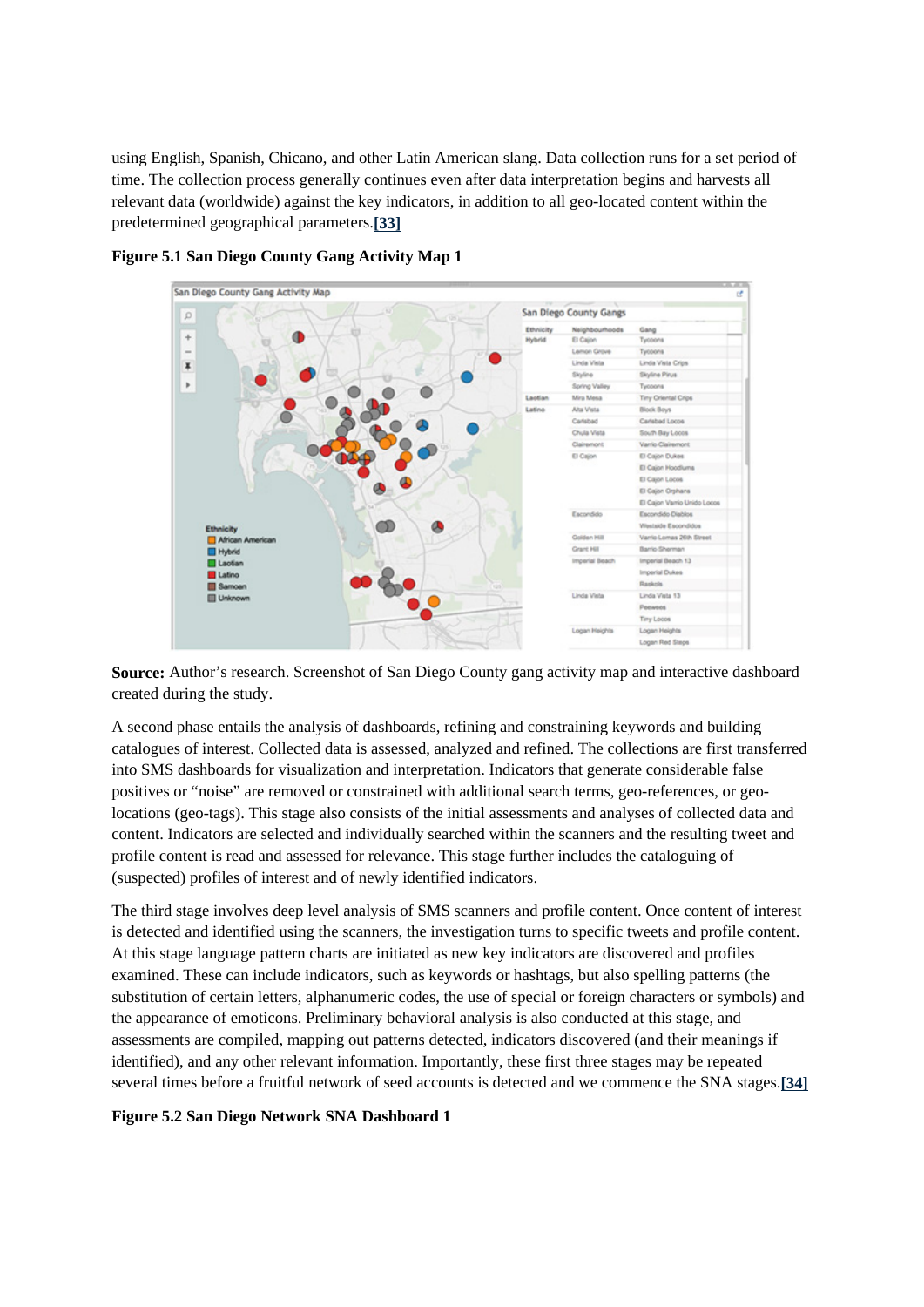using English, Spanish, Chicano, and other Latin American slang. Data collection runs for a set period of time. The collection process generally continues even after data interpretation begins and harvests all relevant data (worldwide) against the key indicators, in addition to all geo-located content within the predetermined geographical parameters.[33]

**Figure 5.1 San Diego County Gang Activity Map 1**

**Source:** Author's research. Screenshot of San Diego County gang activity map and interactive dashboard created during the study.

A second phase entails the analysis of dashboards, refining and constraining keywords and building catalogues of interest. Collected data is assessed, analyzed and refined. The collections are first transferred into SMS dashboards for visualization and interpretation. Indicators that generate considerable false positives or "noise" are removed or constrained with additional search terms, geo-references, or geo-locations (geo-tags). This stage also consists of the initial assessments and analyses of collected data and content. Indicators are selected and individually searched within the scanners and the resulting tweet and profile content is read and assessed for relevance. This stage further includes the cataloguing of (suspected) profiles of interest and of newly identified indicators.

The third stage involves deep level analysis of SMS scanners and profile content. Once content of interest is detected and identified using the scanners, the investigation turns to specific tweets and profile content. At this stage language pattern charts are initiated as new key indicators are discovered and profiles examined. These can include indicators, such as keywords or hashtags, but also spelling patterns (the substitution of certain letters, alphanumeric codes, the use of special or foreign characters or symbols) and the appearance of emoticons. Preliminary behavioral analysis is also conducted at this stage, and assessments are compiled, mapping out patterns detected, indicators discovered (and their meanings if identified), and any other relevant information. Importantly, these first three stages may be repeated several times before a fruitful network of seed accounts is detected and we commence the SNA stages.[34]

**Figure 5.2 San Diego Network SNA Dashboard 1**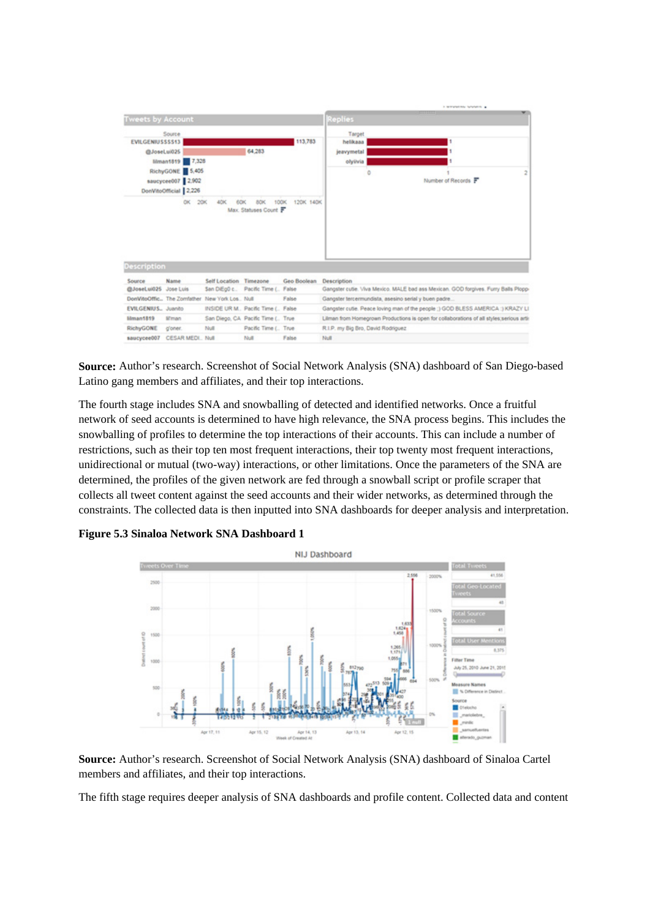**Source:** Author's research. Screenshot of Social Network Analysis (SNA) dashboard of San Diego-based Latino gang members and affiliates, and their top interactions.

The fourth stage includes SNA and snowballing of detected and identified networks. Once a fruitful network of seed accounts is determined to have high relevance, the SNA process begins. This includes the snowballing of profiles to determine the top interactions of their accounts. This can include a number of restrictions, such as their top ten most frequent interactions, their top twenty most frequent interactions, unidirectional or mutual (two-way) interactions, or other limitations. Once the parameters of the SNA are determined, the profiles of the given network are fed through a snowball script or profile scraper that collects all tweet content against the seed accounts and their wider networks, as determined through the constraints. The collected data is then inputted into SNA dashboards for deeper analysis and interpretation.

**Figure 5.3 Sinaloa Network SNA Dashboard 1**

**Source:** Author's research. Screenshot of Social Network Analysis (SNA) dashboard of Sinaloa Cartel members and affiliates, and their top interactions.

The fifth stage requires deeper analysis of SNA dashboards and profile content. Collected data and content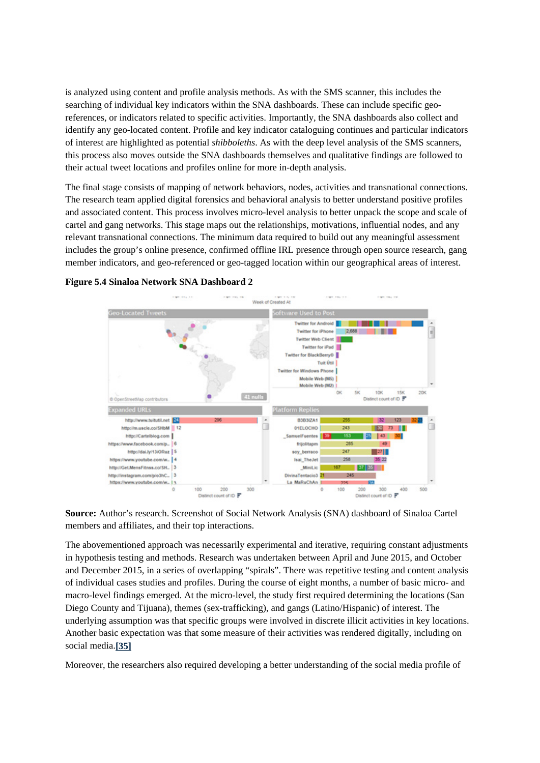is analyzed using content and profile analysis methods. As with the SMS scanner, this includes the searching of individual key indicators within the SNA dashboards. These can include specific geo-references, or indicators related to specific activities. Importantly, the SNA dashboards also collect and identify any geo-located content. Profile and key indicator cataloguing continues and particular indicators of interest are highlighted as potential *shibboleths*. As with the deep level analysis of the SMS scanners, this process also moves outside the SNA dashboards themselves and qualitative findings are followed to their actual tweet locations and profiles online for more in-depth analysis.

The final stage consists of mapping of network behaviors, nodes, activities and transnational connections. The research team applied digital forensics and behavioral analysis to better understand positive profiles and associated content. This process involves micro-level analysis to better unpack the scope and scale of cartel and gang networks. This stage maps out the relationships, motivations, influential nodes, and any relevant transnational connections. The minimum data required to build out any meaningful assessment includes the group's online presence, confirmed offline IRL presence through open source research, gang member indicators, and geo-referenced or geo-tagged location within our geographical areas of interest.

**Figure 5.4 Sinaloa Network SNA Dashboard 2**

**Source:** Author's research. Screenshot of Social Network Analysis (SNA) dashboard of Sinaloa Cartel members and affiliates, and their top interactions.

The abovementioned approach was necessarily experimental and iterative, requiring constant adjustments in hypothesis testing and methods. Research was undertaken between April and June 2015, and October and December 2015, in a series of overlapping "spirals". There was repetitive testing and content analysis of individual cases studies and profiles. During the course of eight months, a number of basic micro- and macro-level findings emerged. At the micro-level, the study first required determining the locations (San Diego County and Tijuana), themes (sex-trafficking), and gangs (Latino/Hispanic) of interest. The underlying assumption was that specific groups were involved in discrete illicit activities in key locations. Another basic expectation was that some measure of their activities was rendered digitally, including on social media.[35]

Moreover, the researchers also required developing a better understanding of the social media profile of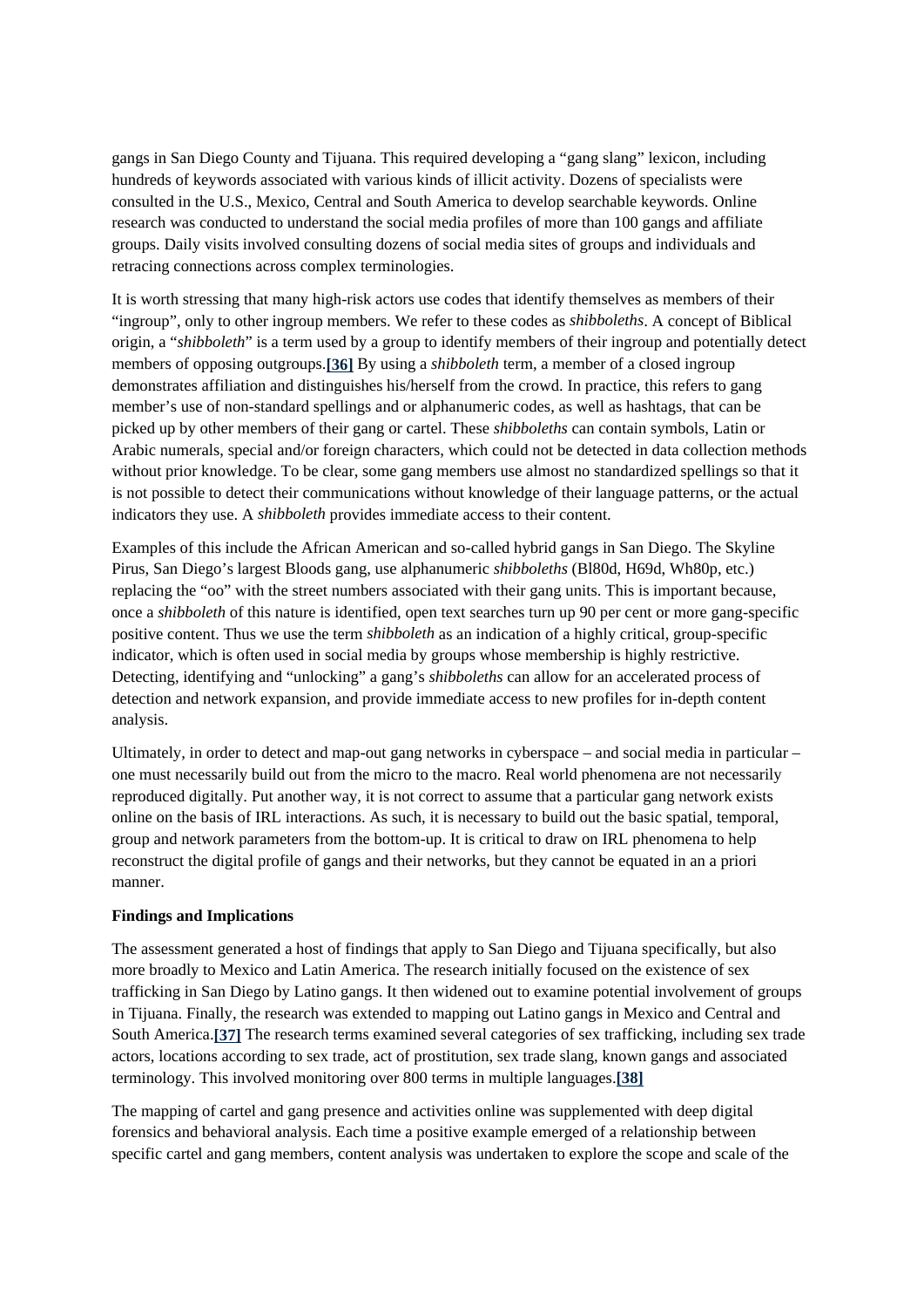gangs in San Diego County and Tijuana. This required developing a "gang slang" lexicon, including hundreds of keywords associated with various kinds of illicit activity. Dozens of specialists were consulted in the U.S., Mexico, Central and South America to develop searchable keywords. Online research was conducted to understand the social media profiles of more than 100 gangs and affiliate groups. Daily visits involved consulting dozens of social media sites of groups and individuals and retracing connections across complex terminologies.

It is worth stressing that many high-risk actors use codes that identify themselves as members of their "ingroup", only to other ingroup members. We refer to these codes as *shibboleths*. A concept of Biblical origin, a "*shibboleth*" is a term used by a group to identify members of their ingroup and potentially detect members of opposing outgroups.**[36]** By using a *shibboleth* term, a member of a closed ingroup demonstrates affiliation and distinguishes his/herself from the crowd. In practice, this refers to gang member's use of non-standard spellings and or alphanumeric codes, as well as hashtags, that can be picked up by other members of their gang or cartel. These *shibboleths* can contain symbols, Latin or Arabic numerals, special and/or foreign characters, which could not be detected in data collection methods without prior knowledge. To be clear, some gang members use almost no standardized spellings so that it is not possible to detect their communications without knowledge of their language patterns, or the actual indicators they use. A *shibboleth* provides immediate access to their content.

Examples of this include the African American and so-called hybrid gangs in San Diego. The Skyline Pirus, San Diego's largest Bloods gang, use alphanumeric *shibboleths* (Bl80d, H69d, Wh80p, etc.) replacing the "oo" with the street numbers associated with their gang units. This is important because, once a *shibboleth* of this nature is identified, open text searches turn up 90 per cent or more gang-specific positive content. Thus we use the term *shibboleth* as an indication of a highly critical, group-specific indicator, which is often used in social media by groups whose membership is highly restrictive. Detecting, identifying and "unlocking" a gang's *shibboleths* can allow for an accelerated process of detection and network expansion, and provide immediate access to new profiles for in-depth content analysis.

Ultimately, in order to detect and map-out gang networks in cyberspace – and social media in particular – one must necessarily build out from the micro to the macro. Real world phenomena are not necessarily reproduced digitally. Put another way, it is not correct to assume that a particular gang network exists online on the basis of IRL interactions. As such, it is necessary to build out the basic spatial, temporal, group and network parameters from the bottom-up. It is critical to draw on IRL phenomena to help reconstruct the digital profile of gangs and their networks, but they cannot be equated in an a priori manner.

**Findings and Implications**

The assessment generated a host of findings that apply to San Diego and Tijuana specifically, but also more broadly to Mexico and Latin America. The research initially focused on the existence of sex trafficking in San Diego by Latino gangs. It then widened out to examine potential involvement of groups in Tijuana. Finally, the research was extended to mapping out Latino gangs in Mexico and Central and South America.**[37]** The research terms examined several categories of sex trafficking, including sex trade actors, locations according to sex trade, act of prostitution, sex trade slang, known gangs and associated terminology. This involved monitoring over 800 terms in multiple languages.**[38]**

The mapping of cartel and gang presence and activities online was supplemented with deep digital forensics and behavioral analysis. Each time a positive example emerged of a relationship between specific cartel and gang members, content analysis was undertaken to explore the scope and scale of the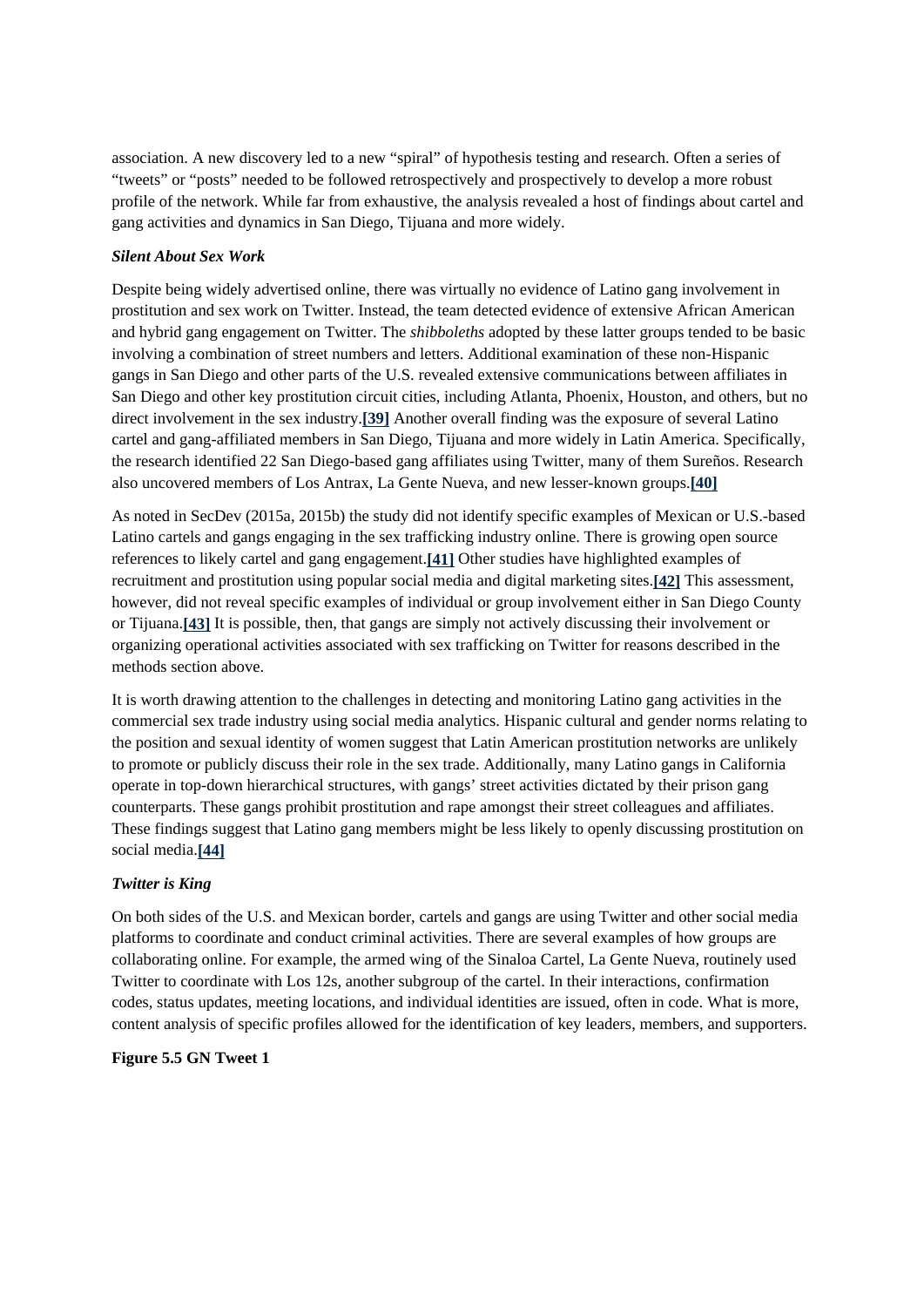association. A new discovery led to a new "spiral" of hypothesis testing and research. Often a series of "tweets" or "posts" needed to be followed retrospectively and prospectively to develop a more robust profile of the network. While far from exhaustive, the analysis revealed a host of findings about cartel and gang activities and dynamics in San Diego, Tijuana and more widely.

***Silent About Sex Work***

Despite being widely advertised online, there was virtually no evidence of Latino gang involvement in prostitution and sex work on Twitter. Instead, the team detected evidence of extensive African American and hybrid gang engagement on Twitter. The *shibboleths* adopted by these latter groups tended to be basic involving a combination of street numbers and letters. Additional examination of these non-Hispanic gangs in San Diego and other parts of the U.S. revealed extensive communications between affiliates in San Diego and other key prostitution circuit cities, including Atlanta, Phoenix, Houston, and others, but no direct involvement in the sex industry.**[39]** Another overall finding was the exposure of several Latino cartel and gang-affiliated members in San Diego, Tijuana and more widely in Latin America. Specifically, the research identified 22 San Diego-based gang affiliates using Twitter, many of them Sureños. Research also uncovered members of Los Antrax, La Gente Nueva, and new lesser-known groups.**[40]**

As noted in SecDev (2015a, 2015b) the study did not identify specific examples of Mexican or U.S.-based Latino cartels and gangs engaging in the sex trafficking industry online. There is growing open source references to likely cartel and gang engagement.**[41]** Other studies have highlighted examples of recruitment and prostitution using popular social media and digital marketing sites.**[42]** This assessment, however, did not reveal specific examples of individual or group involvement either in San Diego County or Tijuana.**[43]** It is possible, then, that gangs are simply not actively discussing their involvement or organizing operational activities associated with sex trafficking on Twitter for reasons described in the methods section above.

It is worth drawing attention to the challenges in detecting and monitoring Latino gang activities in the commercial sex trade industry using social media analytics. Hispanic cultural and gender norms relating to the position and sexual identity of women suggest that Latin American prostitution networks are unlikely to promote or publicly discuss their role in the sex trade. Additionally, many Latino gangs in California operate in top-down hierarchical structures, with gangs' street activities dictated by their prison gang counterparts. These gangs prohibit prostitution and rape amongst their street colleagues and affiliates. These findings suggest that Latino gang members might be less likely to openly discussing prostitution on social media.**[44]**

***Twitter is King***

On both sides of the U.S. and Mexican border, cartels and gangs are using Twitter and other social media platforms to coordinate and conduct criminal activities. There are several examples of how groups are collaborating online. For example, the armed wing of the Sinaloa Cartel, La Gente Nueva, routinely used Twitter to coordinate with Los 12s, another subgroup of the cartel. In their interactions, confirmation codes, status updates, meeting locations, and individual identities are issued, often in code. What is more, content analysis of specific profiles allowed for the identification of key leaders, members, and supporters.

**Figure 5.5 GN Tweet 1**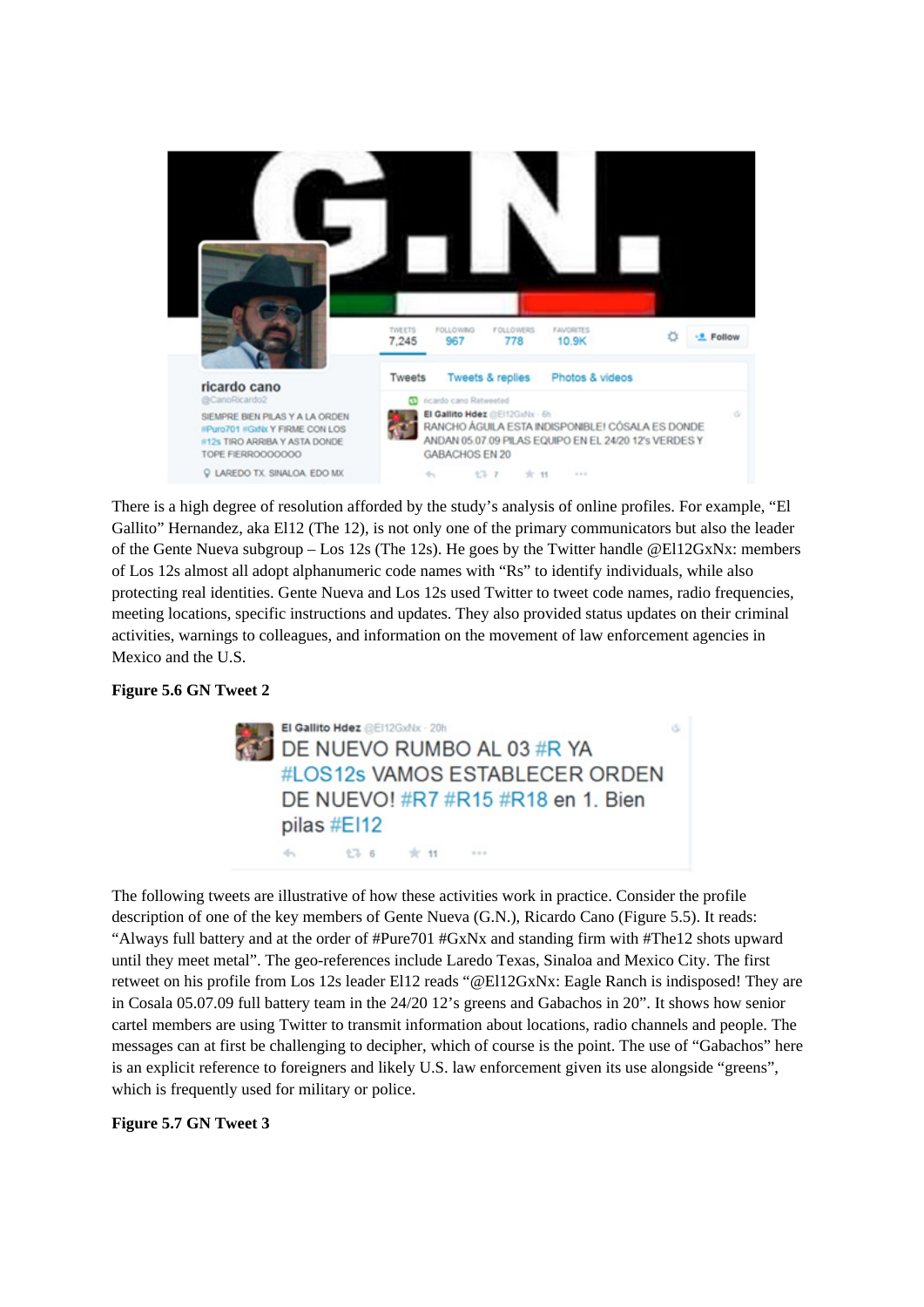There is a high degree of resolution afforded by the study's analysis of online profiles. For example, "El Gallito" Hernandez, aka El12 (The 12), is not only one of the primary communicators but also the leader of the Gente Nueva subgroup – Los 12s (The 12s). He goes by the Twitter handle @El12GxNx: members of Los 12s almost all adopt alphanumeric code names with "Rs" to identify individuals, while also protecting real identities. Gente Nueva and Los 12s used Twitter to tweet code names, radio frequencies, meeting locations, specific instructions and updates. They also provided status updates on their criminal activities, warnings to colleagues, and information on the movement of law enforcement agencies in Mexico and the U.S.

**Figure 5.6 GN Tweet 2**

The following tweets are illustrative of how these activities work in practice. Consider the profile description of one of the key members of Gente Nueva (G.N.), Ricardo Cano (Figure 5.5). It reads: "Always full battery and at the order of #Pure701 #GxNx and standing firm with #The12 shots upward until they meet metal". The geo-references include Laredo Texas, Sinaloa and Mexico City. The first retweet on his profile from Los 12s leader El12 reads "@El12GxNx: Eagle Ranch is indisposed! They are in Cosala 05.07.09 full battery team in the 24/20 12's greens and Gabachos in 20". It shows how senior cartel members are using Twitter to transmit information about locations, radio channels and people. The messages can at first be challenging to decipher, which of course is the point. The use of "Gabachos" here is an explicit reference to foreigners and likely U.S. law enforcement given its use alongside "greens", which is frequently used for military or police.

**Figure 5.7 GN Tweet 3**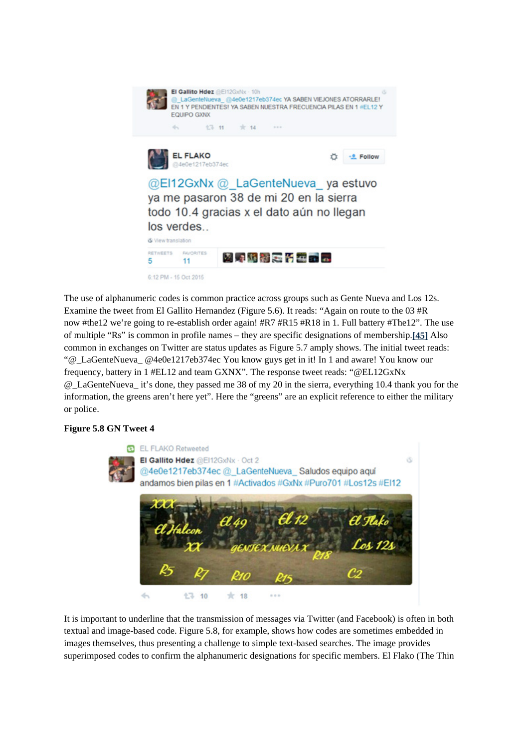The use of alphanumeric codes is common practice across groups such as Gente Nueva and Los 12s. Examine the tweet from El Gallito Hernandez (Figure 5.6). It reads: "Again on route to the 03 #R now #the12 we're going to re-establish order again! #R7 #R15 #R18 in 1. Full battery #The12". The use of multiple "Rs" is common in profile names – they are specific designations of membership.[45] Also common in exchanges on Twitter are status updates as Figure 5.7 amply shows. The initial tweet reads: "@_LaGenteNueva_ @4e0e1217eb374ec You know guys get in it! In 1 and aware! You know our frequency, battery in 1 #EL12 and team GXNX". The response tweet reads: "@EL12GxNx @_LaGenteNueva_ it's done, they passed me 38 of my 20 in the sierra, everything 10.4 thank you for the information, the greens aren't here yet". Here the "greens" are an explicit reference to either the military or police.

**Figure 5.8 GN Tweet 4**

It is important to underline that the transmission of messages via Twitter (and Facebook) is often in both textual and image-based code. Figure 5.8, for example, shows how codes are sometimes embedded in images themselves, thus presenting a challenge to simple text-based searches. The image provides superimposed codes to confirm the alphanumeric designations for specific members. El Flako (The Thin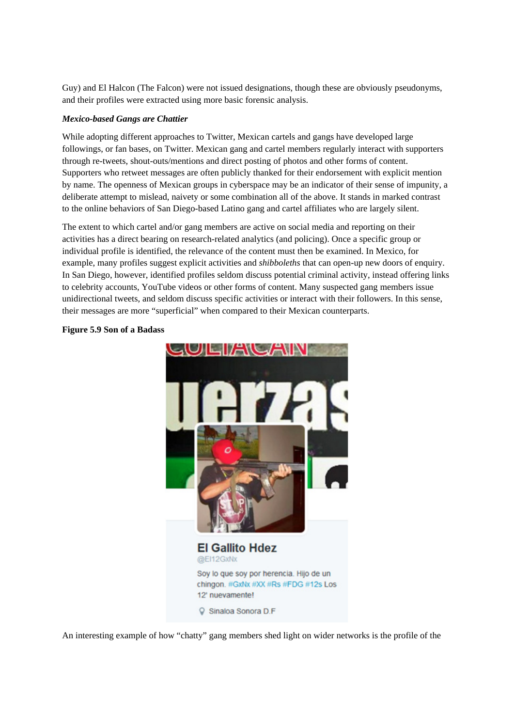Guy) and El Halcon (The Falcon) were not issued designations, though these are obviously pseudonyms, and their profiles were extracted using more basic forensic analysis.

***Mexico-based Gangs are Chattier***

While adopting different approaches to Twitter, Mexican cartels and gangs have developed large followings, or fan bases, on Twitter. Mexican gang and cartel members regularly interact with supporters through re-tweets, shout-outs/mentions and direct posting of photos and other forms of content. Supporters who retweet messages are often publicly thanked for their endorsement with explicit mention by name. The openness of Mexican groups in cyberspace may be an indicator of their sense of impunity, a deliberate attempt to mislead, naivety or some combination all of the above. It stands in marked contrast to the online behaviors of San Diego-based Latino gang and cartel affiliates who are largely silent.

The extent to which cartel and/or gang members are active on social media and reporting on their activities has a direct bearing on research-related analytics (and policing). Once a specific group or individual profile is identified, the relevance of the content must then be examined. In Mexico, for example, many profiles suggest explicit activities and *shibboleths* that can open-up new doors of enquiry. In San Diego, however, identified profiles seldom discuss potential criminal activity, instead offering links to celebrity accounts, YouTube videos or other forms of content. Many suspected gang members issue unidirectional tweets, and seldom discuss specific activities or interact with their followers. In this sense, their messages are more "superficial" when compared to their Mexican counterparts.

**Figure 5.9 Son of a Badass**

An interesting example of how "chatty" gang members shed light on wider networks is the profile of the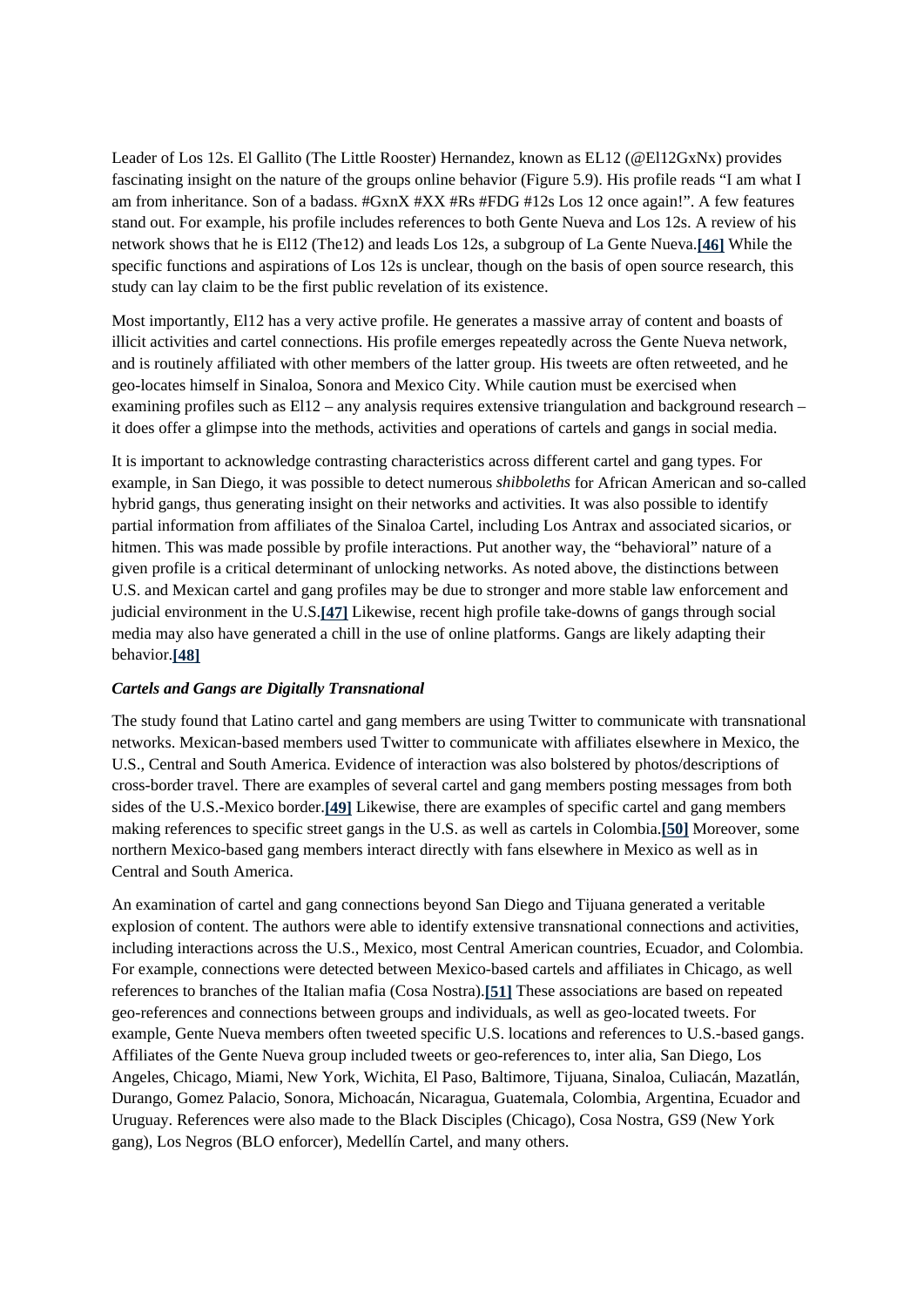Leader of Los 12s. El Gallito (The Little Rooster) Hernandez, known as EL12 (@El12GxNx) provides fascinating insight on the nature of the groups online behavior (Figure 5.9). His profile reads "I am what I am from inheritance. Son of a badass. #GxnX #XX #Rs #FDG #12s Los 12 once again!". A few features stand out. For example, his profile includes references to both Gente Nueva and Los 12s. A review of his network shows that he is El12 (The12) and leads Los 12s, a subgroup of La Gente Nueva.[46] While the specific functions and aspirations of Los 12s is unclear, though on the basis of open source research, this study can lay claim to be the first public revelation of its existence.

Most importantly, El12 has a very active profile. He generates a massive array of content and boasts of illicit activities and cartel connections. His profile emerges repeatedly across the Gente Nueva network, and is routinely affiliated with other members of the latter group. His tweets are often retweeted, and he geo-locates himself in Sinaloa, Sonora and Mexico City. While caution must be exercised when examining profiles such as El12 – any analysis requires extensive triangulation and background research – it does offer a glimpse into the methods, activities and operations of cartels and gangs in social media.

It is important to acknowledge contrasting characteristics across different cartel and gang types. For example, in San Diego, it was possible to detect numerous *shibboleths* for African American and so-called hybrid gangs, thus generating insight on their networks and activities. It was also possible to identify partial information from affiliates of the Sinaloa Cartel, including Los Antrax and associated sicarios, or hitmen. This was made possible by profile interactions. Put another way, the "behavioral" nature of a given profile is a critical determinant of unlocking networks. As noted above, the distinctions between U.S. and Mexican cartel and gang profiles may be due to stronger and more stable law enforcement and judicial environment in the U.S.[47] Likewise, recent high profile take-downs of gangs through social media may also have generated a chill in the use of online platforms. Gangs are likely adapting their behavior.[48]

***Cartels and Gangs are Digitally Transnational***

The study found that Latino cartel and gang members are using Twitter to communicate with transnational networks. Mexican-based members used Twitter to communicate with affiliates elsewhere in Mexico, the U.S., Central and South America. Evidence of interaction was also bolstered by photos/descriptions of cross-border travel. There are examples of several cartel and gang members posting messages from both sides of the U.S.-Mexico border.[49] Likewise, there are examples of specific cartel and gang members making references to specific street gangs in the U.S. as well as cartels in Colombia.[50] Moreover, some northern Mexico-based gang members interact directly with fans elsewhere in Mexico as well as in Central and South America.

An examination of cartel and gang connections beyond San Diego and Tijuana generated a veritable explosion of content. The authors were able to identify extensive transnational connections and activities, including interactions across the U.S., Mexico, most Central American countries, Ecuador, and Colombia. For example, connections were detected between Mexico-based cartels and affiliates in Chicago, as well references to branches of the Italian mafia (Cosa Nostra).[51] These associations are based on repeated geo-references and connections between groups and individuals, as well as geo-located tweets. For example, Gente Nueva members often tweeted specific U.S. locations and references to U.S.-based gangs. Affiliates of the Gente Nueva group included tweets or geo-references to, inter alia, San Diego, Los Angeles, Chicago, Miami, New York, Wichita, El Paso, Baltimore, Tijuana, Sinaloa, Culiacán, Mazatlán, Durango, Gomez Palacio, Sonora, Michoacán, Nicaragua, Guatemala, Colombia, Argentina, Ecuador and Uruguay. References were also made to the Black Disciples (Chicago), Cosa Nostra, GS9 (New York gang), Los Negros (BLO enforcer), Medellín Cartel, and many others.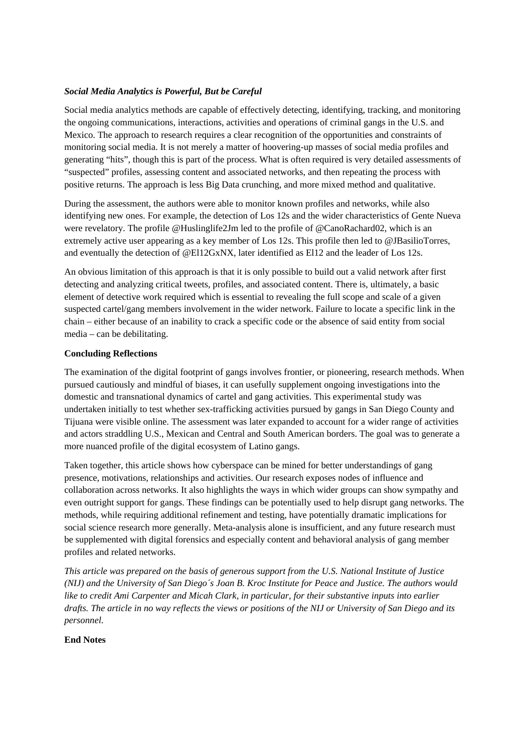***Social Media Analytics is Powerful, But be Careful***

Social media analytics methods are capable of effectively detecting, identifying, tracking, and monitoring the ongoing communications, interactions, activities and operations of criminal gangs in the U.S. and Mexico. The approach to research requires a clear recognition of the opportunities and constraints of monitoring social media. It is not merely a matter of hoovering-up masses of social media profiles and generating "hits", though this is part of the process. What is often required is very detailed assessments of "suspected" profiles, assessing content and associated networks, and then repeating the process with positive returns. The approach is less Big Data crunching, and more mixed method and qualitative.

During the assessment, the authors were able to monitor known profiles and networks, while also identifying new ones. For example, the detection of Los 12s and the wider characteristics of Gente Nueva were revelatory. The profile @Huslinglife2Jm led to the profile of @CanoRachard02, which is an extremely active user appearing as a key member of Los 12s. This profile then led to @JBasilioTorres, and eventually the detection of @El12GxNX, later identified as El12 and the leader of Los 12s.

An obvious limitation of this approach is that it is only possible to build out a valid network after first detecting and analyzing critical tweets, profiles, and associated content. There is, ultimately, a basic element of detective work required which is essential to revealing the full scope and scale of a given suspected cartel/gang members involvement in the wider network. Failure to locate a specific link in the chain – either because of an inability to crack a specific code or the absence of said entity from social media – can be debilitating.

**Concluding Reflections**

The examination of the digital footprint of gangs involves frontier, or pioneering, research methods. When pursued cautiously and mindful of biases, it can usefully supplement ongoing investigations into the domestic and transnational dynamics of cartel and gang activities. This experimental study was undertaken initially to test whether sex-trafficking activities pursued by gangs in San Diego County and Tijuana were visible online. The assessment was later expanded to account for a wider range of activities and actors straddling U.S., Mexican and Central and South American borders. The goal was to generate a more nuanced profile of the digital ecosystem of Latino gangs.

Taken together, this article shows how cyberspace can be mined for better understandings of gang presence, motivations, relationships and activities. Our research exposes nodes of influence and collaboration across networks. It also highlights the ways in which wider groups can show sympathy and even outright support for gangs. These findings can be potentially used to help disrupt gang networks. The methods, while requiring additional refinement and testing, have potentially dramatic implications for social science research more generally. Meta-analysis alone is insufficient, and any future research must be supplemented with digital forensics and especially content and behavioral analysis of gang member profiles and related networks.

*This article was prepared on the basis of generous support from the U.S. National Institute of Justice (NIJ) and the University of San Diego´s Joan B. Kroc Institute for Peace and Justice. The authors would like to credit Ami Carpenter and Micah Clark, in particular, for their substantive inputs into earlier drafts. The article in no way reflects the views or positions of the NIJ or University of San Diego and its personnel.*

**End Notes**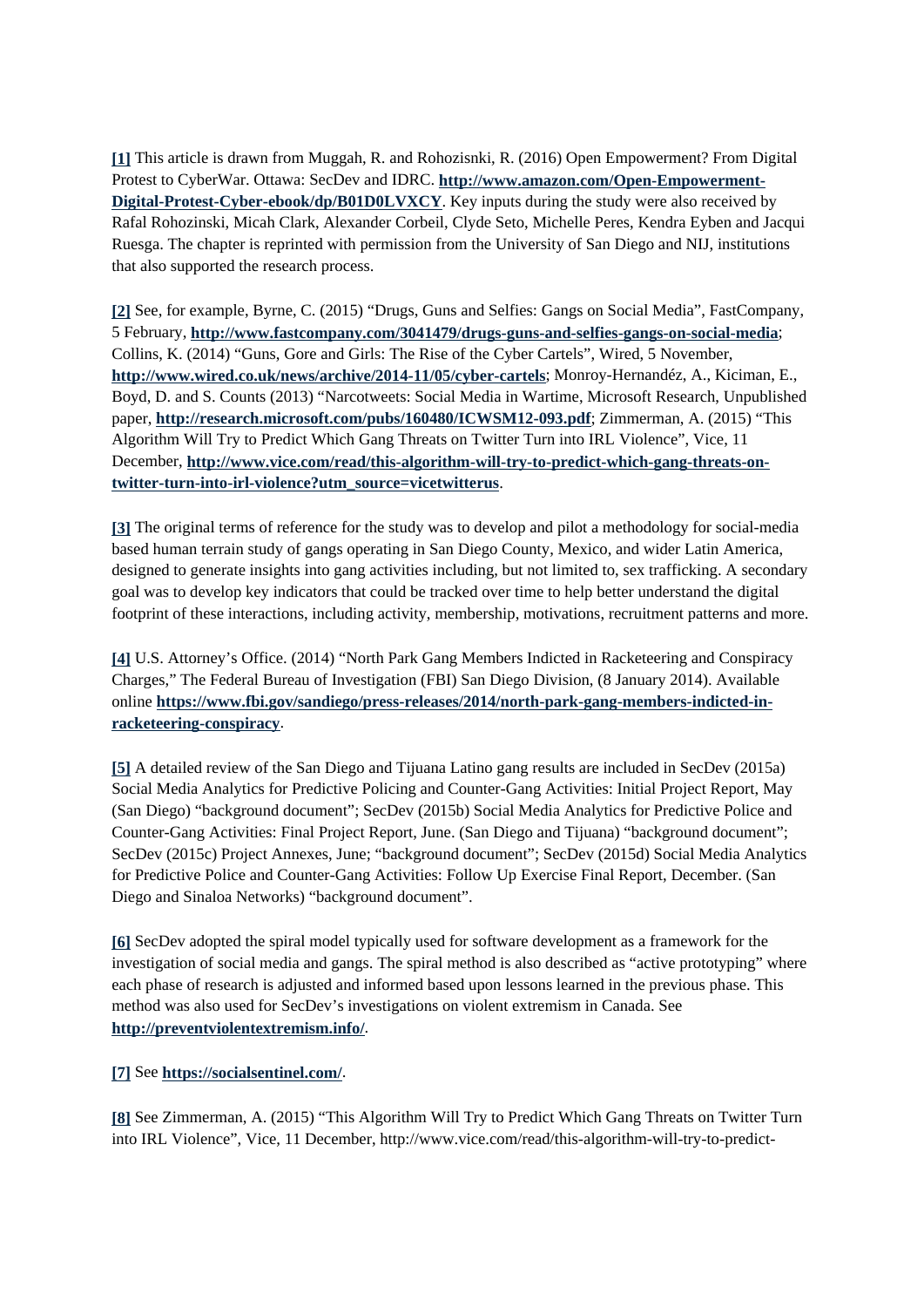**[1]** This article is drawn from Muggah, R. and Rohozisnki, R. (2016) Open Empowerment? From Digital Protest to CyberWar. Ottawa: SecDev and IDRC. **http://www.amazon.com/Open-Empowerment-Digital-Protest-Cyber-ebook/dp/B01D0LVXCY**. Key inputs during the study were also received by Rafal Rohozinski, Micah Clark, Alexander Corbeil, Clyde Seto, Michelle Peres, Kendra Eyben and Jacqui Ruesga. The chapter is reprinted with permission from the University of San Diego and NIJ, institutions that also supported the research process.

**[2]** See, for example, Byrne, C. (2015) "Drugs, Guns and Selfies: Gangs on Social Media", FastCompany, 5 February, **http://www.fastcompany.com/3041479/drugs-guns-and-selfies-gangs-on-social-media**; Collins, K. (2014) "Guns, Gore and Girls: The Rise of the Cyber Cartels", Wired, 5 November, **http://www.wired.co.uk/news/archive/2014-11/05/cyber-cartels**; Monroy-Hernandéz, A., Kiciman, E., Boyd, D. and S. Counts (2013) "Narcotweets: Social Media in Wartime, Microsoft Research, Unpublished paper, **http://research.microsoft.com/pubs/160480/ICWSM12-093.pdf**; Zimmerman, A. (2015) "This Algorithm Will Try to Predict Which Gang Threats on Twitter Turn into IRL Violence", Vice, 11 December, **http://www.vice.com/read/this-algorithm-will-try-to-predict-which-gang-threats-on-twitter-turn-into-irl-violence?utm_source=vicetwitterus**.

**[3]** The original terms of reference for the study was to develop and pilot a methodology for social-media based human terrain study of gangs operating in San Diego County, Mexico, and wider Latin America, designed to generate insights into gang activities including, but not limited to, sex trafficking. A secondary goal was to develop key indicators that could be tracked over time to help better understand the digital footprint of these interactions, including activity, membership, motivations, recruitment patterns and more.

**[4]** U.S. Attorney's Office. (2014) "North Park Gang Members Indicted in Racketeering and Conspiracy Charges," The Federal Bureau of Investigation (FBI) San Diego Division, (8 January 2014). Available online **https://www.fbi.gov/sandiego/press-releases/2014/north-park-gang-members-indicted-in-racketeering-conspiracy**.

**[5]** A detailed review of the San Diego and Tijuana Latino gang results are included in SecDev (2015a) Social Media Analytics for Predictive Policing and Counter-Gang Activities: Initial Project Report, May (San Diego) "background document"; SecDev (2015b) Social Media Analytics for Predictive Police and Counter-Gang Activities: Final Project Report, June. (San Diego and Tijuana) "background document"; SecDev (2015c) Project Annexes, June; "background document"; SecDev (2015d) Social Media Analytics for Predictive Police and Counter-Gang Activities: Follow Up Exercise Final Report, December. (San Diego and Sinaloa Networks) "background document".

**[6]** SecDev adopted the spiral model typically used for software development as a framework for the investigation of social media and gangs. The spiral method is also described as "active prototyping" where each phase of research is adjusted and informed based upon lessons learned in the previous phase. This method was also used for SecDev's investigations on violent extremism in Canada. See **http://preventviolentextremism.info/**.

**[7]** See **https://socialsentinel.com/**.

**[8]** See Zimmerman, A. (2015) "This Algorithm Will Try to Predict Which Gang Threats on Twitter Turn into IRL Violence", Vice, 11 December, http://www.vice.com/read/this-algorithm-will-try-to-predict-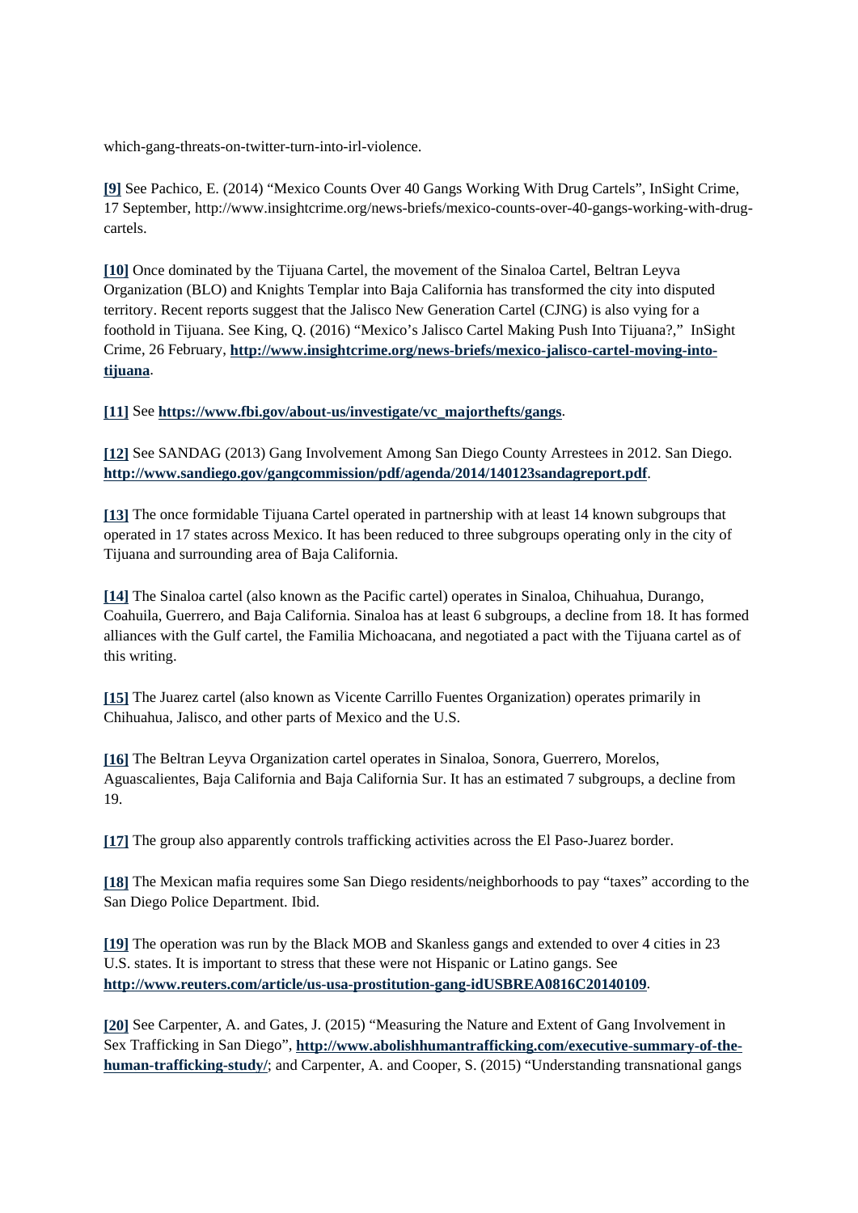which-gang-threats-on-twitter-turn-into-irl-violence.

**[9]** See Pachico, E. (2014) “Mexico Counts Over 40 Gangs Working With Drug Cartels”, InSight Crime, 17 September, http://www.insightcrime.org/news-briefs/mexico-counts-over-40-gangs-working-with-drug-cartels.

**[10]** Once dominated by the Tijuana Cartel, the movement of the Sinaloa Cartel, Beltran Leyva Organization (BLO) and Knights Templar into Baja California has transformed the city into disputed territory. Recent reports suggest that the Jalisco New Generation Cartel (CJNG) is also vying for a foothold in Tijuana. See King, Q. (2016) “Mexico’s Jalisco Cartel Making Push Into Tijuana?,” InSight Crime, 26 February, **http://www.insightcrime.org/news-briefs/mexico-jalisco-cartel-moving-into-tijuana**.

**[11]** See **https://www.fbi.gov/about-us/investigate/vc_majorthefts/gangs**.

**[12]** See SANDAG (2013) Gang Involvement Among San Diego County Arrestees in 2012. San Diego. **http://www.sandiego.gov/gangcommission/pdf/agenda/2014/140123sandagreport.pdf**.

**[13]** The once formidable Tijuana Cartel operated in partnership with at least 14 known subgroups that operated in 17 states across Mexico. It has been reduced to three subgroups operating only in the city of Tijuana and surrounding area of Baja California.

**[14]** The Sinaloa cartel (also known as the Pacific cartel) operates in Sinaloa, Chihuahua, Durango, Coahuila, Guerrero, and Baja California. Sinaloa has at least 6 subgroups, a decline from 18. It has formed alliances with the Gulf cartel, the Familia Michoacana, and negotiated a pact with the Tijuana cartel as of this writing.

**[15]** The Juarez cartel (also known as Vicente Carrillo Fuentes Organization) operates primarily in Chihuahua, Jalisco, and other parts of Mexico and the U.S.

**[16]** The Beltran Leyva Organization cartel operates in Sinaloa, Sonora, Guerrero, Morelos, Aguascalientes, Baja California and Baja California Sur. It has an estimated 7 subgroups, a decline from 19.

**[17]** The group also apparently controls trafficking activities across the El Paso-Juarez border.

**[18]** The Mexican mafia requires some San Diego residents/neighborhoods to pay “taxes” according to the San Diego Police Department. Ibid.

**[19]** The operation was run by the Black MOB and Skanless gangs and extended to over 4 cities in 23 U.S. states. It is important to stress that these were not Hispanic or Latino gangs. See **http://www.reuters.com/article/us-usa-prostitution-gang-idUSBREA0816C20140109**.

**[20]** See Carpenter, A. and Gates, J. (2015) “Measuring the Nature and Extent of Gang Involvement in Sex Trafficking in San Diego”, **http://www.abolishhumantrafficking.com/executive-summary-of-the-human-trafficking-study/**; and Carpenter, A. and Cooper, S. (2015) “Understanding transnational gangs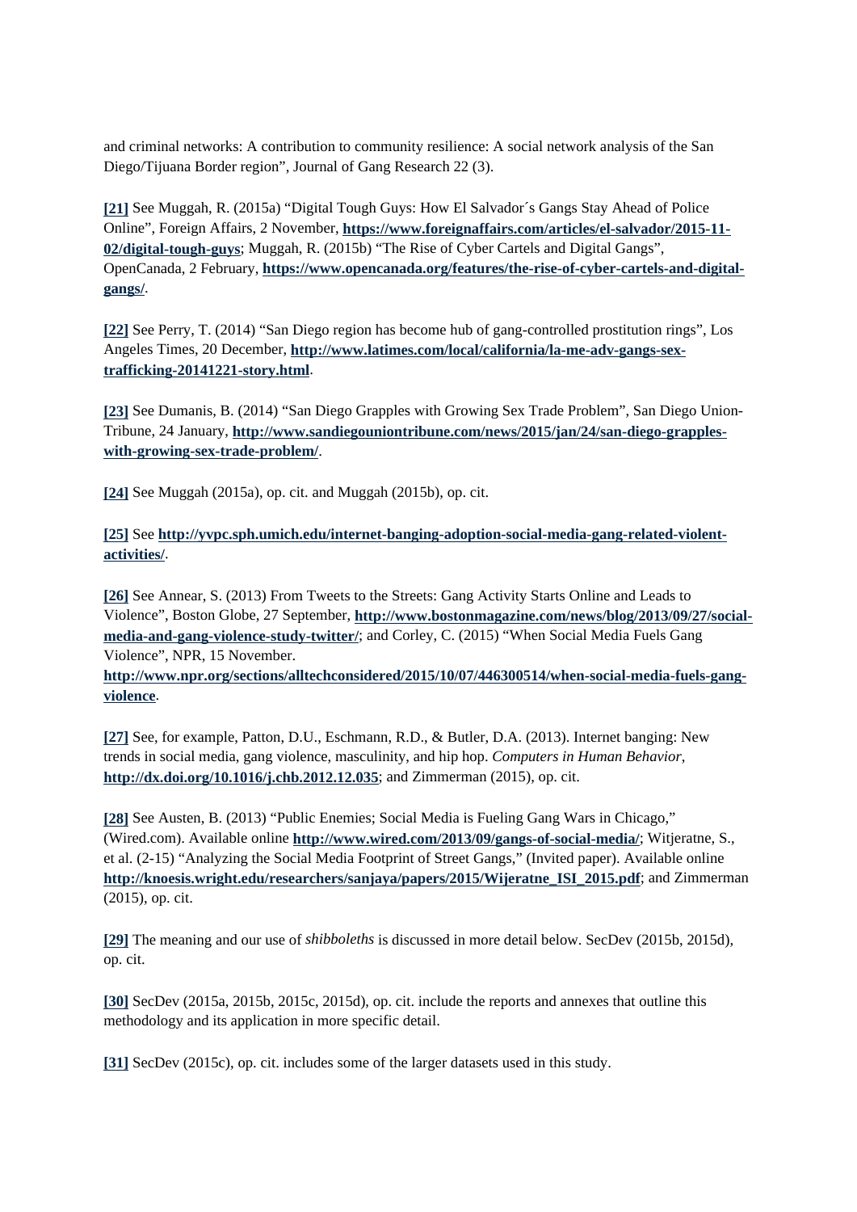and criminal networks: A contribution to community resilience: A social network analysis of the San Diego/Tijuana Border region", Journal of Gang Research 22 (3).

**[21]** See Muggah, R. (2015a) "Digital Tough Guys: How El Salvador´s Gangs Stay Ahead of Police Online", Foreign Affairs, 2 November, **https://www.foreignaffairs.com/articles/el-salvador/2015-11-02/digital-tough-guys**; Muggah, R. (2015b) "The Rise of Cyber Cartels and Digital Gangs", OpenCanada, 2 February, **https://www.opencanada.org/features/the-rise-of-cyber-cartels-and-digital-gangs/**.

**[22]** See Perry, T. (2014) "San Diego region has become hub of gang-controlled prostitution rings", Los Angeles Times, 20 December, **http://www.latimes.com/local/california/la-me-adv-gangs-sex-trafficking-20141221-story.html**.

**[23]** See Dumanis, B. (2014) "San Diego Grapples with Growing Sex Trade Problem", San Diego Union-Tribune, 24 January, **http://www.sandiegouniontribune.com/news/2015/jan/24/san-diego-grapples-with-growing-sex-trade-problem/**.

**[24]** See Muggah (2015a), op. cit. and Muggah (2015b), op. cit.

**[25]** See **http://yvpc.sph.umich.edu/internet-banging-adoption-social-media-gang-related-violent-activities/**.

**[26]** See Annear, S. (2013) From Tweets to the Streets: Gang Activity Starts Online and Leads to Violence", Boston Globe, 27 September, **http://www.bostonmagazine.com/news/blog/2013/09/27/social-media-and-gang-violence-study-twitter/**; and Corley, C. (2015) "When Social Media Fuels Gang Violence", NPR, 15 November. **http://www.npr.org/sections/alltechconsidered/2015/10/07/446300514/when-social-media-fuels-gang-violence**.

**[27]** See, for example, Patton, D.U., Eschmann, R.D., & Butler, D.A. (2013). Internet banging: New trends in social media, gang violence, masculinity, and hip hop. *Computers in Human Behavior*, **http://dx.doi.org/10.1016/j.chb.2012.12.035**; and Zimmerman (2015), op. cit.

**[28]** See Austen, B. (2013) "Public Enemies; Social Media is Fueling Gang Wars in Chicago," (Wired.com). Available online **http://www.wired.com/2013/09/gangs-of-social-media/**; Witjeratne, S., et al. (2-15) "Analyzing the Social Media Footprint of Street Gangs," (Invited paper). Available online **http://knoesis.wright.edu/researchers/sanjaya/papers/2015/Wijeratne_ISI_2015.pdf**; and Zimmerman (2015), op. cit.

**[29]** The meaning and our use of *shibboleths* is discussed in more detail below. SecDev (2015b, 2015d), op. cit.

**[30]** SecDev (2015a, 2015b, 2015c, 2015d), op. cit. include the reports and annexes that outline this methodology and its application in more specific detail.

**[31]** SecDev (2015c), op. cit. includes some of the larger datasets used in this study.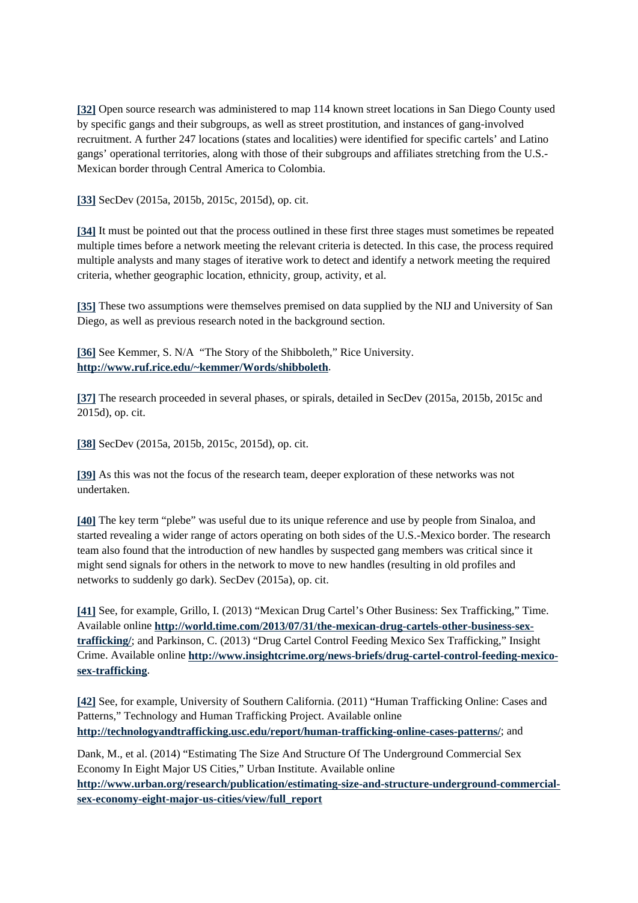**[32]** Open source research was administered to map 114 known street locations in San Diego County used by specific gangs and their subgroups, as well as street prostitution, and instances of gang-involved recruitment. A further 247 locations (states and localities) were identified for specific cartels' and Latino gangs' operational territories, along with those of their subgroups and affiliates stretching from the U.S.-Mexican border through Central America to Colombia.

**[33]** SecDev (2015a, 2015b, 2015c, 2015d), op. cit.

**[34]** It must be pointed out that the process outlined in these first three stages must sometimes be repeated multiple times before a network meeting the relevant criteria is detected. In this case, the process required multiple analysts and many stages of iterative work to detect and identify a network meeting the required criteria, whether geographic location, ethnicity, group, activity, et al.

**[35]** These two assumptions were themselves premised on data supplied by the NIJ and University of San Diego, as well as previous research noted in the background section.

**[36]** See Kemmer, S. N/A "The Story of the Shibboleth," Rice University. **http://www.ruf.rice.edu/~kemmer/Words/shibboleth**.

**[37]** The research proceeded in several phases, or spirals, detailed in SecDev (2015a, 2015b, 2015c and 2015d), op. cit.

**[38]** SecDev (2015a, 2015b, 2015c, 2015d), op. cit.

**[39]** As this was not the focus of the research team, deeper exploration of these networks was not undertaken.

**[40]** The key term "plebe" was useful due to its unique reference and use by people from Sinaloa, and started revealing a wider range of actors operating on both sides of the U.S.-Mexico border. The research team also found that the introduction of new handles by suspected gang members was critical since it might send signals for others in the network to move to new handles (resulting in old profiles and networks to suddenly go dark). SecDev (2015a), op. cit.

**[41]** See, for example, Grillo, I. (2013) "Mexican Drug Cartel's Other Business: Sex Trafficking," Time. Available online **http://world.time.com/2013/07/31/the-mexican-drug-cartels-other-business-sex-trafficking/**; and Parkinson, C. (2013) "Drug Cartel Control Feeding Mexico Sex Trafficking," Insight Crime. Available online **http://www.insightcrime.org/news-briefs/drug-cartel-control-feeding-mexico-sex-trafficking**.

**[42]** See, for example, University of Southern California. (2011) "Human Trafficking Online: Cases and Patterns," Technology and Human Trafficking Project. Available online **http://technologyandtrafficking.usc.edu/report/human-trafficking-online-cases-patterns/**; and

Dank, M., et al. (2014) "Estimating The Size And Structure Of The Underground Commercial Sex Economy In Eight Major US Cities," Urban Institute. Available online **http://www.urban.org/research/publication/estimating-size-and-structure-underground-commercial-sex-economy-eight-major-us-cities/view/full_report**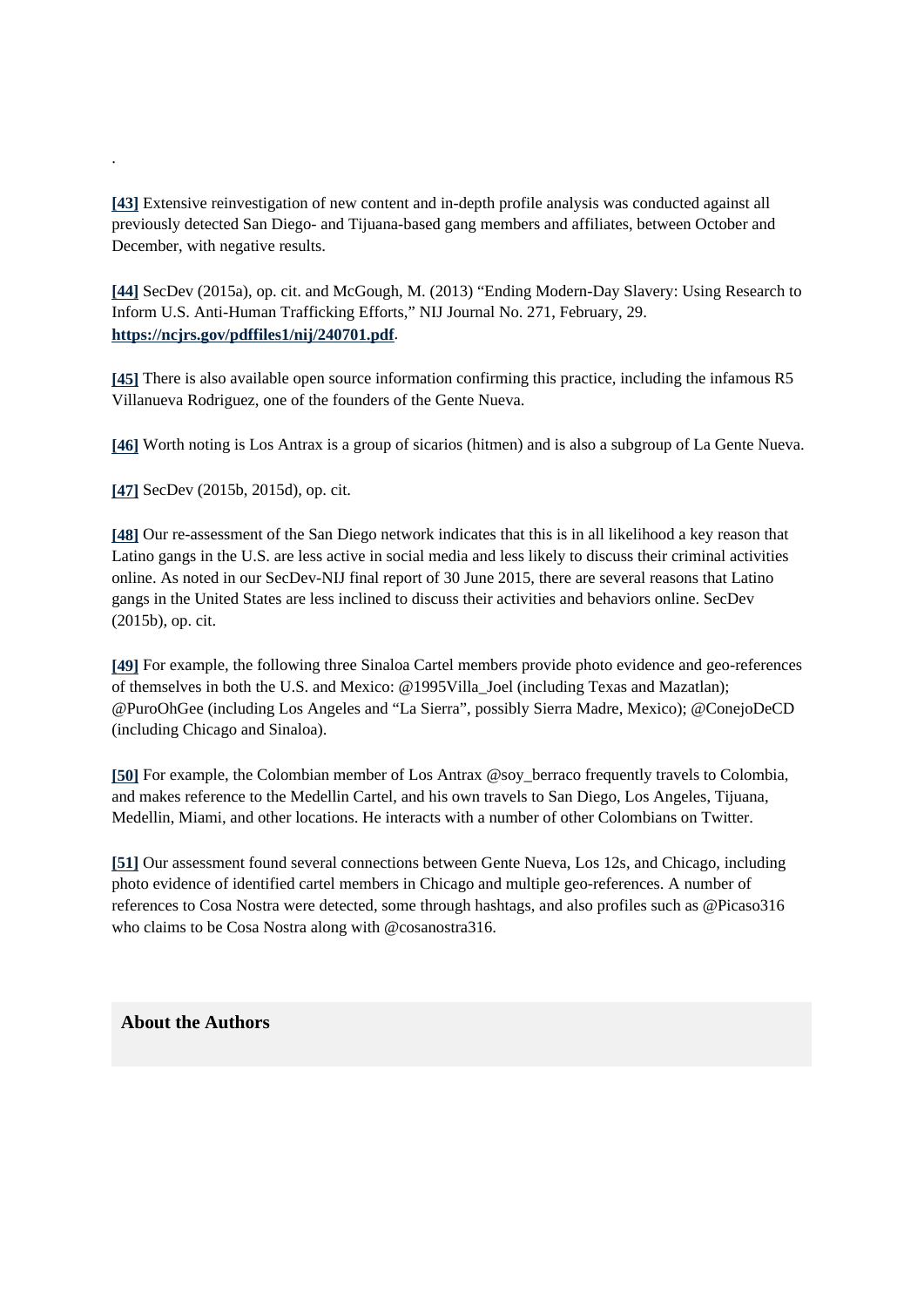.

**[43]** Extensive reinvestigation of new content and in-depth profile analysis was conducted against all previously detected San Diego- and Tijuana-based gang members and affiliates, between October and December, with negative results.

**[44]** SecDev (2015a), op. cit. and McGough, M. (2013) "Ending Modern-Day Slavery: Using Research to Inform U.S. Anti-Human Trafficking Efforts," NIJ Journal No. 271, February, 29. **https://ncjrs.gov/pdffiles1/nij/240701.pdf**.

**[45]** There is also available open source information confirming this practice, including the infamous R5 Villanueva Rodriguez, one of the founders of the Gente Nueva.

**[46]** Worth noting is Los Antrax is a group of sicarios (hitmen) and is also a subgroup of La Gente Nueva.

**[47]** SecDev (2015b, 2015d), op. cit.

**[48]** Our re-assessment of the San Diego network indicates that this is in all likelihood a key reason that Latino gangs in the U.S. are less active in social media and less likely to discuss their criminal activities online. As noted in our SecDev-NIJ final report of 30 June 2015, there are several reasons that Latino gangs in the United States are less inclined to discuss their activities and behaviors online. SecDev (2015b), op. cit.

**[49]** For example, the following three Sinaloa Cartel members provide photo evidence and geo-references of themselves in both the U.S. and Mexico: @1995Villa_Joel (including Texas and Mazatlan); @PuroOhGee (including Los Angeles and "La Sierra", possibly Sierra Madre, Mexico); @ConejoDeCD (including Chicago and Sinaloa).

**[50]** For example, the Colombian member of Los Antrax @soy_berraco frequently travels to Colombia, and makes reference to the Medellin Cartel, and his own travels to San Diego, Los Angeles, Tijuana, Medellin, Miami, and other locations. He interacts with a number of other Colombians on Twitter.

**[51]** Our assessment found several connections between Gente Nueva, Los 12s, and Chicago, including photo evidence of identified cartel members in Chicago and multiple geo-references. A number of references to Cosa Nostra were detected, some through hashtags, and also profiles such as @Picaso316 who claims to be Cosa Nostra along with @cosanostra316.

### About the Authors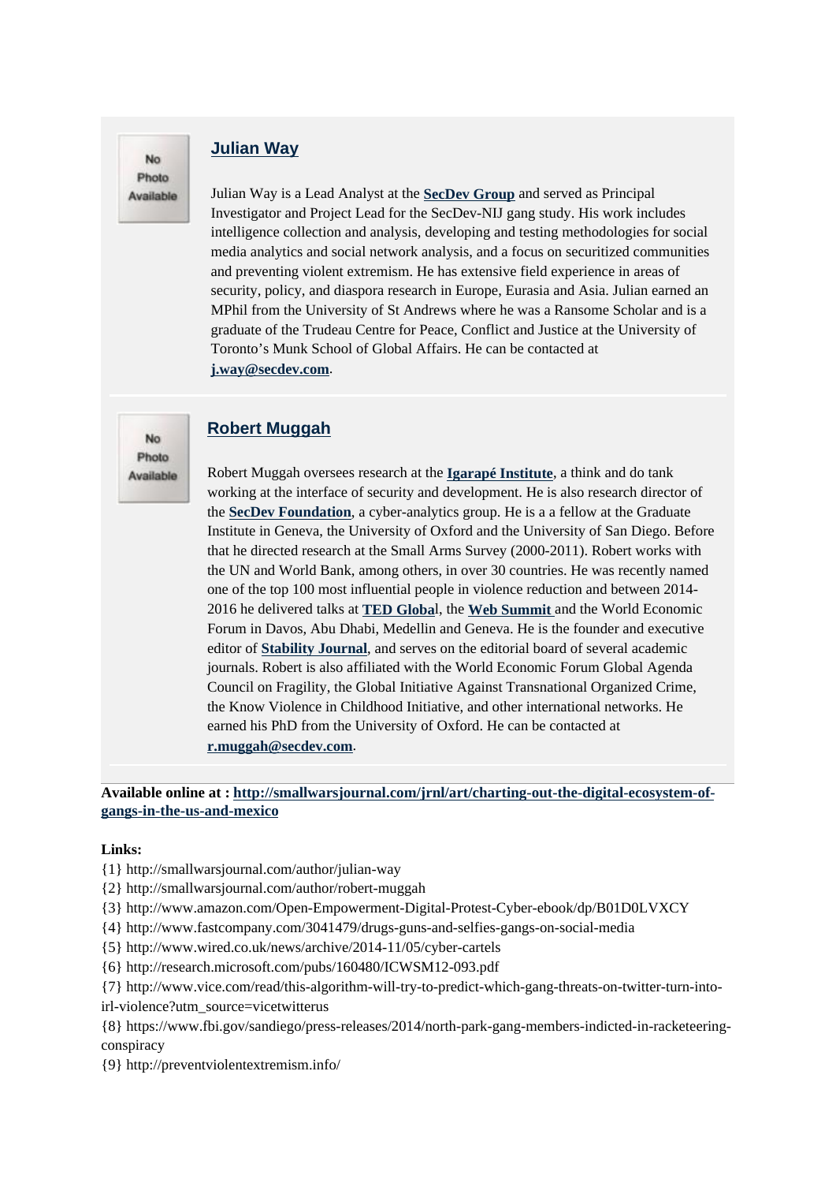No Photo Available

## Julian Way

Julian Way is a Lead Analyst at the **SecDev Group** and served as Principal Investigator and Project Lead for the SecDev-NIJ gang study. His work includes intelligence collection and analysis, developing and testing methodologies for social media analytics and social network analysis, and a focus on securitized communities and preventing violent extremism. He has extensive field experience in areas of security, policy, and diaspora research in Europe, Eurasia and Asia. Julian earned an MPhil from the University of St Andrews where he was a Ransome Scholar and is a graduate of the Trudeau Centre for Peace, Conflict and Justice at the University of Toronto's Munk School of Global Affairs. He can be contacted at **j.way@secdev.com**.

No Photo Available

## Robert Muggah

Robert Muggah oversees research at the **Igarapé Institute**, a think and do tank working at the interface of security and development. He is also research director of the **SecDev Foundation**, a cyber-analytics group. He is a a fellow at the Graduate Institute in Geneva, the University of Oxford and the University of San Diego. Before that he directed research at the Small Arms Survey (2000-2011). Robert works with the UN and World Bank, among others, in over 30 countries. He was recently named one of the top 100 most influential people in violence reduction and between 2014-2016 he delivered talks at **TED Global**, the **Web Summit** and the World Economic Forum in Davos, Abu Dhabi, Medellin and Geneva. He is the founder and executive editor of **Stability Journal**, and serves on the editorial board of several academic journals. Robert is also affiliated with the World Economic Forum Global Agenda Council on Fragility, the Global Initiative Against Transnational Organized Crime, the Know Violence in Childhood Initiative, and other international networks. He earned his PhD from the University of Oxford. He can be contacted at **r.muggah@secdev.com**.

**Available online at : http://smallwarsjournal.com/jrnl/art/charting-out-the-digital-ecosystem-of-gangs-in-the-us-and-mexico**

**Links:**

{1} http://smallwarsjournal.com/author/julian-way
{2} http://smallwarsjournal.com/author/robert-muggah
{3} http://www.amazon.com/Open-Empowerment-Digital-Protest-Cyber-ebook/dp/B01D0LVXCY
{4} http://www.fastcompany.com/3041479/drugs-guns-and-selfies-gangs-on-social-media
{5} http://www.wired.co.uk/news/archive/2014-11/05/cyber-cartels
{6} http://research.microsoft.com/pubs/160480/ICWSM12-093.pdf
{7} http://www.vice.com/read/this-algorithm-will-try-to-predict-which-gang-threats-on-twitter-turn-into-irl-violence?utm_source=vicetwitterus
{8} https://www.fbi.gov/sandiego/press-releases/2014/north-park-gang-members-indicted-in-racketeering-conspiracy
{9} http://preventviolentextremism.info/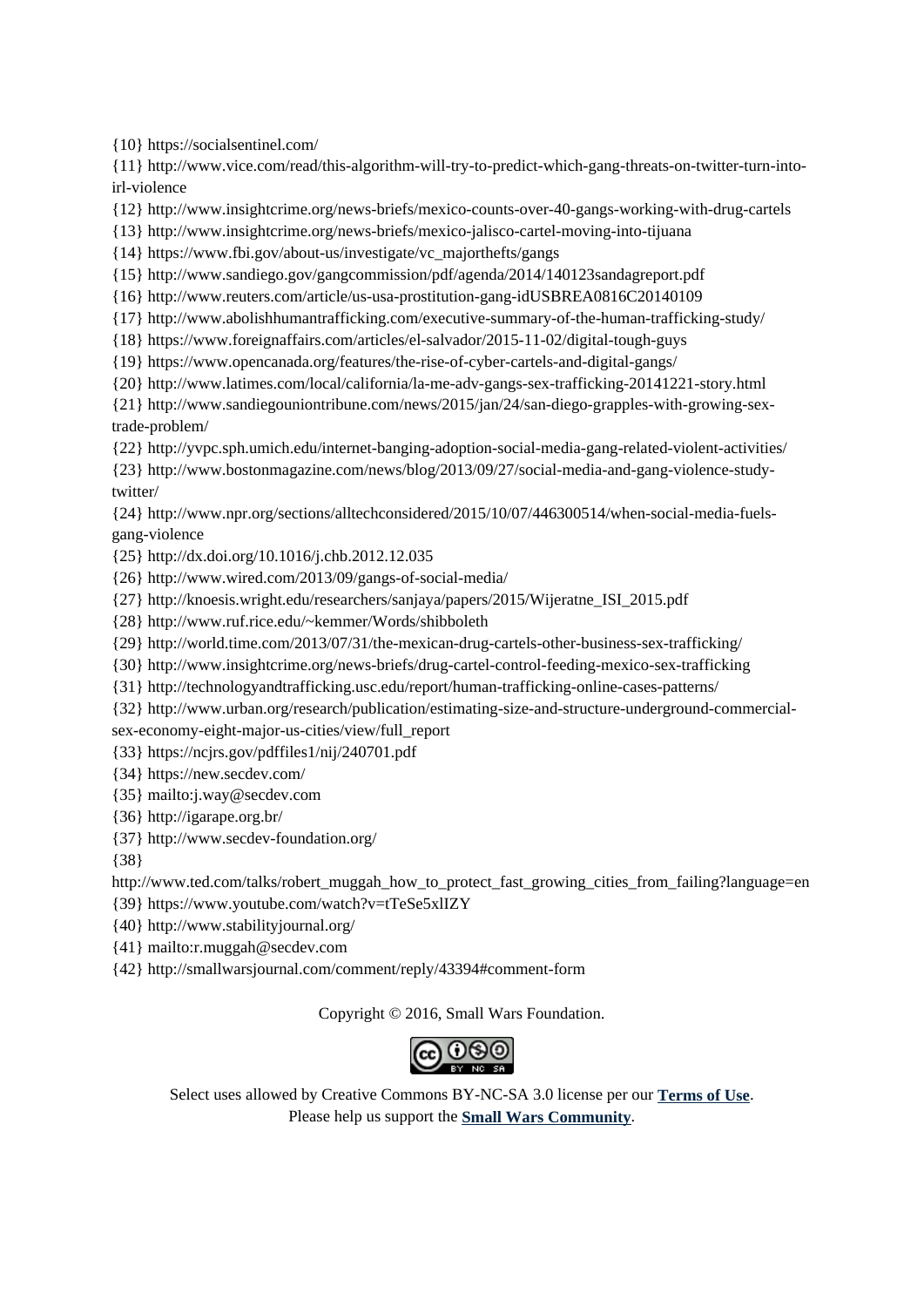{10} https://socialsentinel.com/

{11} http://www.vice.com/read/this-algorithm-will-try-to-predict-which-gang-threats-on-twitter-turn-into-irl-violence

{12} http://www.insightcrime.org/news-briefs/mexico-counts-over-40-gangs-working-with-drug-cartels

{13} http://www.insightcrime.org/news-briefs/mexico-jalisco-cartel-moving-into-tijuana

{14} https://www.fbi.gov/about-us/investigate/vc_majorthefts/gangs

{15} http://www.sandiego.gov/gangcommission/pdf/agenda/2014/140123sandagreport.pdf

{16} http://www.reuters.com/article/us-usa-prostitution-gang-idUSBREA0816C20140109

{17} http://www.abolishhumantrafficking.com/executive-summary-of-the-human-trafficking-study/

{18} https://www.foreignaffairs.com/articles/el-salvador/2015-11-02/digital-tough-guys

{19} https://www.opencanada.org/features/the-rise-of-cyber-cartels-and-digital-gangs/

{20} http://www.latimes.com/local/california/la-me-adv-gangs-sex-trafficking-20141221-story.html

{21} http://www.sandiegouniontribune.com/news/2015/jan/24/san-diego-grapples-with-growing-sex-trade-problem/

{22} http://yvpc.sph.umich.edu/internet-banging-adoption-social-media-gang-related-violent-activities/

{23} http://www.bostonmagazine.com/news/blog/2013/09/27/social-media-and-gang-violence-study-twitter/

{24} http://www.npr.org/sections/alltechconsidered/2015/10/07/446300514/when-social-media-fuels-gang-violence

{25} http://dx.doi.org/10.1016/j.chb.2012.12.035

{26} http://www.wired.com/2013/09/gangs-of-social-media/

{27} http://knoesis.wright.edu/researchers/sanjaya/papers/2015/Wijeratne_ISI_2015.pdf

{28} http://www.ruf.rice.edu/~kemmer/Words/shibboleth

{29} http://world.time.com/2013/07/31/the-mexican-drug-cartels-other-business-sex-trafficking/

{30} http://www.insightcrime.org/news-briefs/drug-cartel-control-feeding-mexico-sex-trafficking

{31} http://technologyandtrafficking.usc.edu/report/human-trafficking-online-cases-patterns/

{32} http://www.urban.org/research/publication/estimating-size-and-structure-underground-commercial-sex-economy-eight-major-us-cities/view/full_report

{33} https://ncjrs.gov/pdffiles1/nij/240701.pdf

{34} https://new.secdev.com/

{35} mailto:j.way@secdev.com

{36} http://igarape.org.br/

{37} http://www.secdev-foundation.org/

{38} http://www.ted.com/talks/robert_muggah_how_to_protect_fast_growing_cities_from_failing?language=en

{39} https://www.youtube.com/watch?v=tTeSe5xlIZY

{40} http://www.stabilityjournal.org/

{41} mailto:r.muggah@secdev.com

{42} http://smallwarsjournal.com/comment/reply/43394#comment-form

Copyright © 2016, Small Wars Foundation.

Select uses allowed by Creative Commons BY-NC-SA 3.0 license per our **Terms of Use**.
Please help us support the **Small Wars Community**.